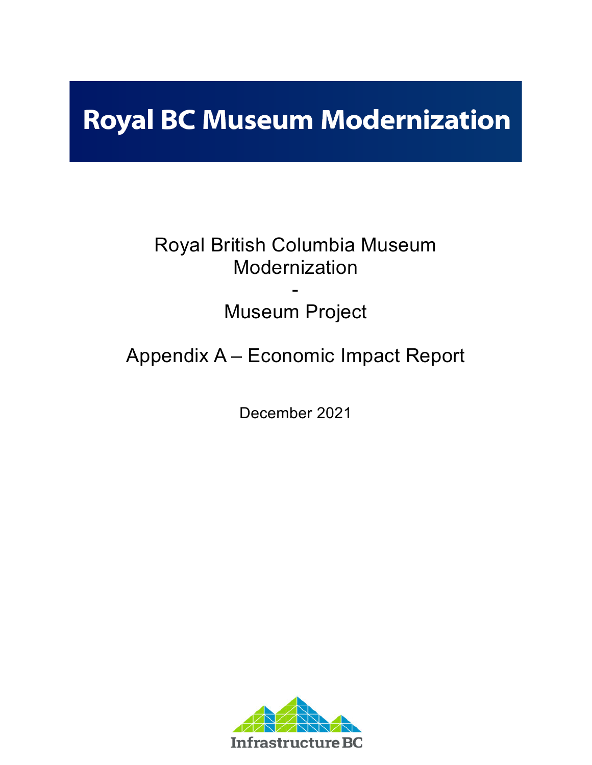# Royal BC Museum Modernization

Royal British Columbia Museum Modernization

-

Museum Project

Appendix A – Economic Impact Report

December 2021

Infrastructure BC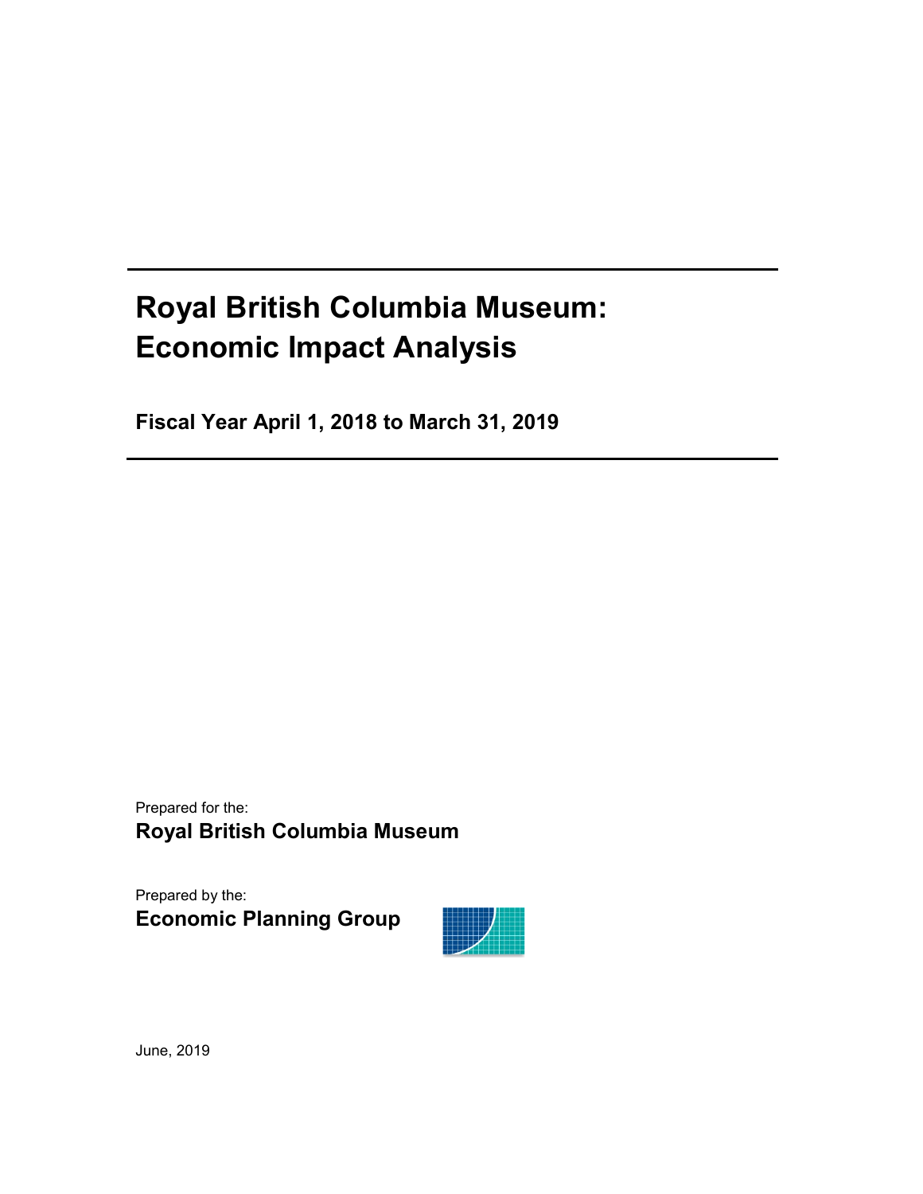# Royal British Columbia Museum: Economic Impact Analysis

**Fiscal Year April 1, 2018 to March 31, 2019**

Prepared for the:

**Royal British Columbia Museum**

Prepared by the:

**Economic Planning Group**

June, 2019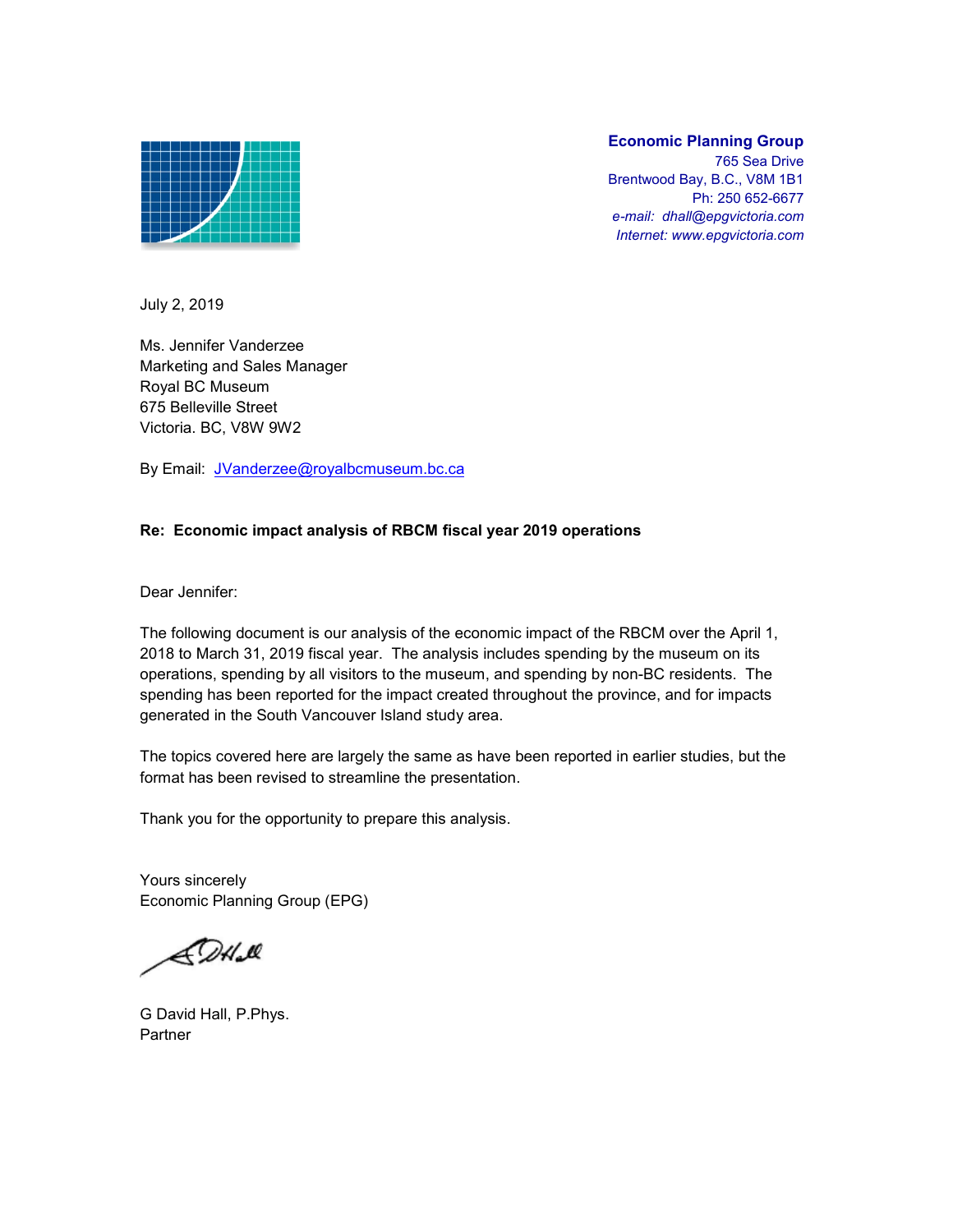**Economic Planning Group**
765 Sea Drive
Brentwood Bay, B.C., V8M 1B1
Ph: 250 652-6677
*e-mail: dhall@epgvictoria.com*
*Internet: www.epgvictoria.com*

July 2, 2019

Ms. Jennifer Vanderzee
Marketing and Sales Manager
Royal BC Museum
675 Belleville Street
Victoria. BC, V8W 9W2

By Email: JVanderzee@royalbcmuseum.bc.ca

**Re: Economic impact analysis of RBCM fiscal year 2019 operations**

Dear Jennifer:

The following document is our analysis of the economic impact of the RBCM over the April 1, 2018 to March 31, 2019 fiscal year. The analysis includes spending by the museum on its operations, spending by all visitors to the museum, and spending by non-BC residents. The spending has been reported for the impact created throughout the province, and for impacts generated in the South Vancouver Island study area.

The topics covered here are largely the same as have been reported in earlier studies, but the format has been revised to streamline the presentation.

Thank you for the opportunity to prepare this analysis.

Yours sincerely
Economic Planning Group (EPG)

G David Hall, P.Phys.
Partner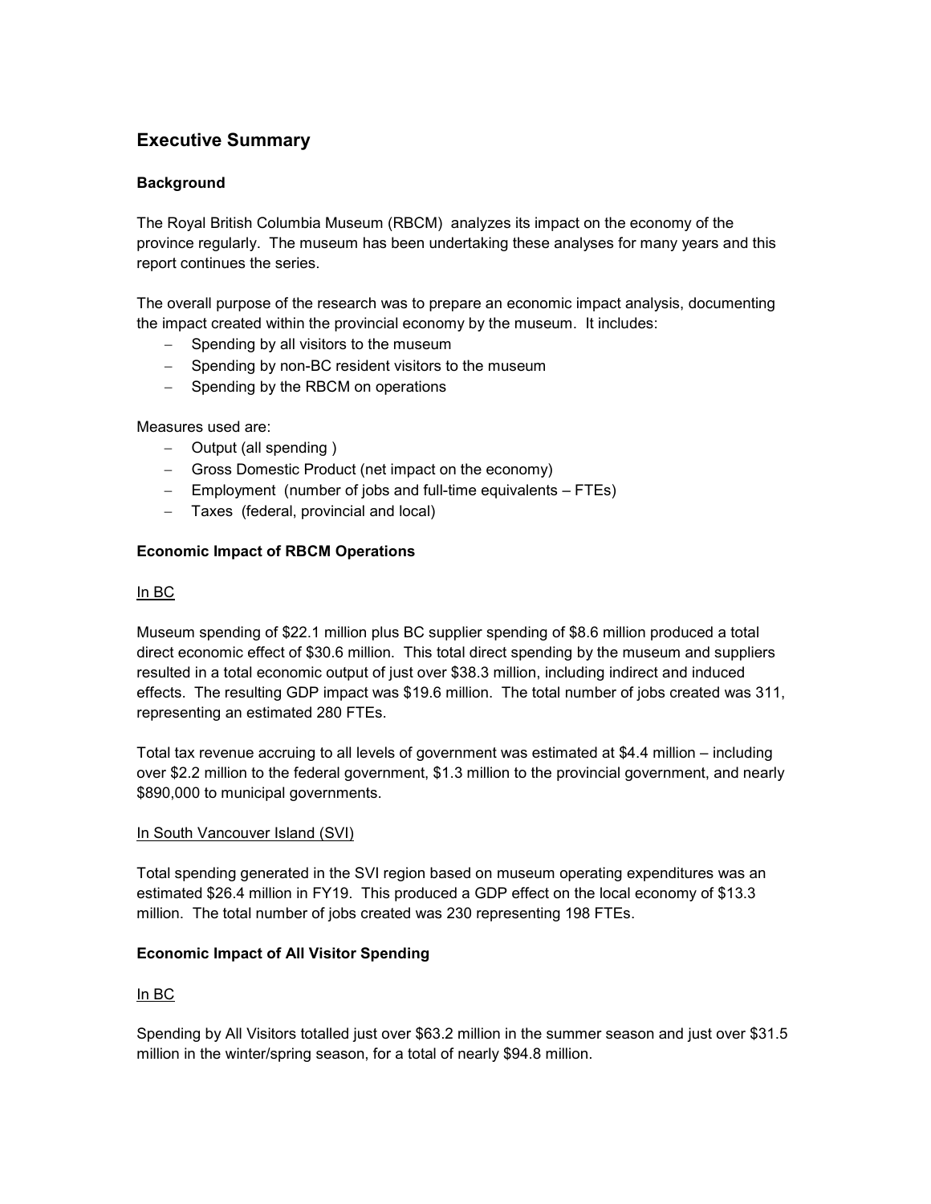## Executive Summary

### Background

The Royal British Columbia Museum (RBCM) analyzes its impact on the economy of the province regularly. The museum has been undertaking these analyses for many years and this report continues the series.

The overall purpose of the research was to prepare an economic impact analysis, documenting the impact created within the provincial economy by the museum. It includes:

- Spending by all visitors to the museum
- Spending by non-BC resident visitors to the museum
- Spending by the RBCM on operations

Measures used are:

- Output (all spending )
- Gross Domestic Product (net impact on the economy)
- Employment (number of jobs and full-time equivalents – FTEs)
- Taxes (federal, provincial and local)

### Economic Impact of RBCM Operations

<u>In BC</u>

Museum spending of $22.1 million plus BC supplier spending of $8.6 million produced a total direct economic effect of $30.6 million. This total direct spending by the museum and suppliers resulted in a total economic output of just over $38.3 million, including indirect and induced effects. The resulting GDP impact was $19.6 million. The total number of jobs created was 311, representing an estimated 280 FTEs.

Total tax revenue accruing to all levels of government was estimated at $4.4 million – including over $2.2 million to the federal government, $1.3 million to the provincial government, and nearly $890,000 to municipal governments.

<u>In South Vancouver Island (SVI)</u>

Total spending generated in the SVI region based on museum operating expenditures was an estimated $26.4 million in FY19. This produced a GDP effect on the local economy of $13.3 million. The total number of jobs created was 230 representing 198 FTEs.

### Economic Impact of All Visitor Spending

<u>In BC</u>

Spending by All Visitors totalled just over $63.2 million in the summer season and just over $31.5 million in the winter/spring season, for a total of nearly $94.8 million.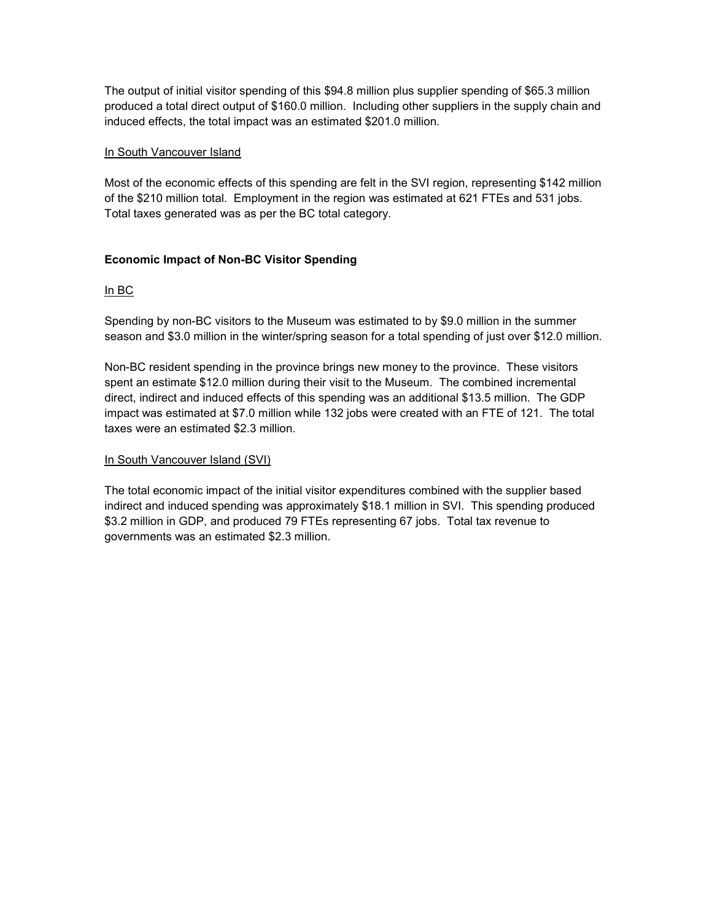The output of initial visitor spending of this $94.8 million plus supplier spending of $65.3 million produced a total direct output of $160.0 million. Including other suppliers in the supply chain and induced effects, the total impact was an estimated $201.0 million.

<u>In South Vancouver Island</u>

Most of the economic effects of this spending are felt in the SVI region, representing $142 million of the $210 million total. Employment in the region was estimated at 621 FTEs and 531 jobs. Total taxes generated was as per the BC total category.

**Economic Impact of Non-BC Visitor Spending**

<u>In BC</u>

Spending by non-BC visitors to the Museum was estimated to by $9.0 million in the summer season and $3.0 million in the winter/spring season for a total spending of just over $12.0 million.

Non-BC resident spending in the province brings new money to the province. These visitors spent an estimate $12.0 million during their visit to the Museum. The combined incremental direct, indirect and induced effects of this spending was an additional $13.5 million. The GDP impact was estimated at $7.0 million while 132 jobs were created with an FTE of 121. The total taxes were an estimated $2.3 million.

<u>In South Vancouver Island (SVI)</u>

The total economic impact of the initial visitor expenditures combined with the supplier based indirect and induced spending was approximately $18.1 million in SVI. This spending produced $3.2 million in GDP, and produced 79 FTEs representing 67 jobs. Total tax revenue to governments was an estimated $2.3 million.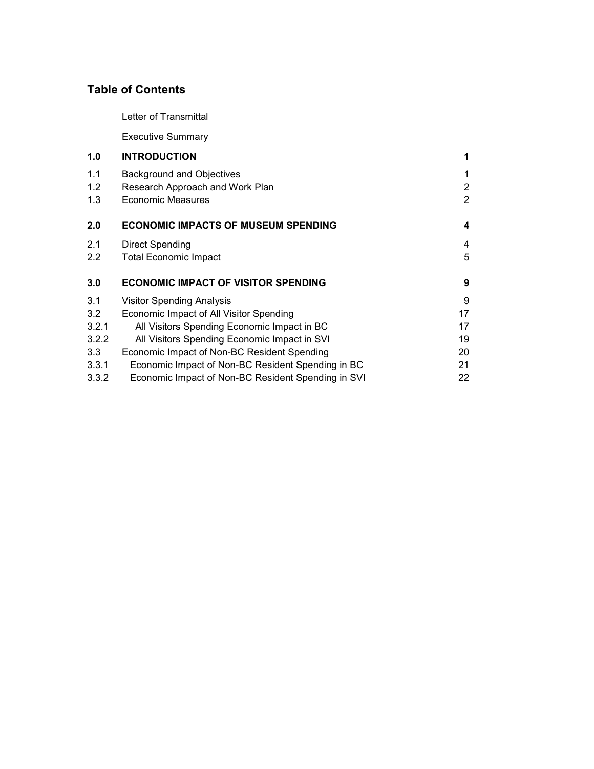## Table of Contents

| | | |
|---|---|---|
| | Letter of Transmittal | |
| | Executive Summary | |
| **1.0** | **INTRODUCTION** | **1** |
| 1.1 | Background and Objectives | 1 |
| 1.2 | Research Approach and Work Plan | 2 |
| 1.3 | Economic Measures | 2 |
| **2.0** | **ECONOMIC IMPACTS OF MUSEUM SPENDING** | **4** |
| 2.1 | Direct Spending | 4 |
| 2.2 | Total Economic Impact | 5 |
| **3.0** | **ECONOMIC IMPACT OF VISITOR SPENDING** | **9** |
| 3.1 | Visitor Spending Analysis | 9 |
| 3.2 | Economic Impact of All Visitor Spending | 17 |
| 3.2.1 | All Visitors Spending Economic Impact in BC | 17 |
| 3.2.2 | All Visitors Spending Economic Impact in SVI | 19 |
| 3.3 | Economic Impact of Non-BC Resident Spending | 20 |
| 3.3.1 | Economic Impact of Non-BC Resident Spending in BC | 21 |
| 3.3.2 | Economic Impact of Non-BC Resident Spending in SVI | 22 |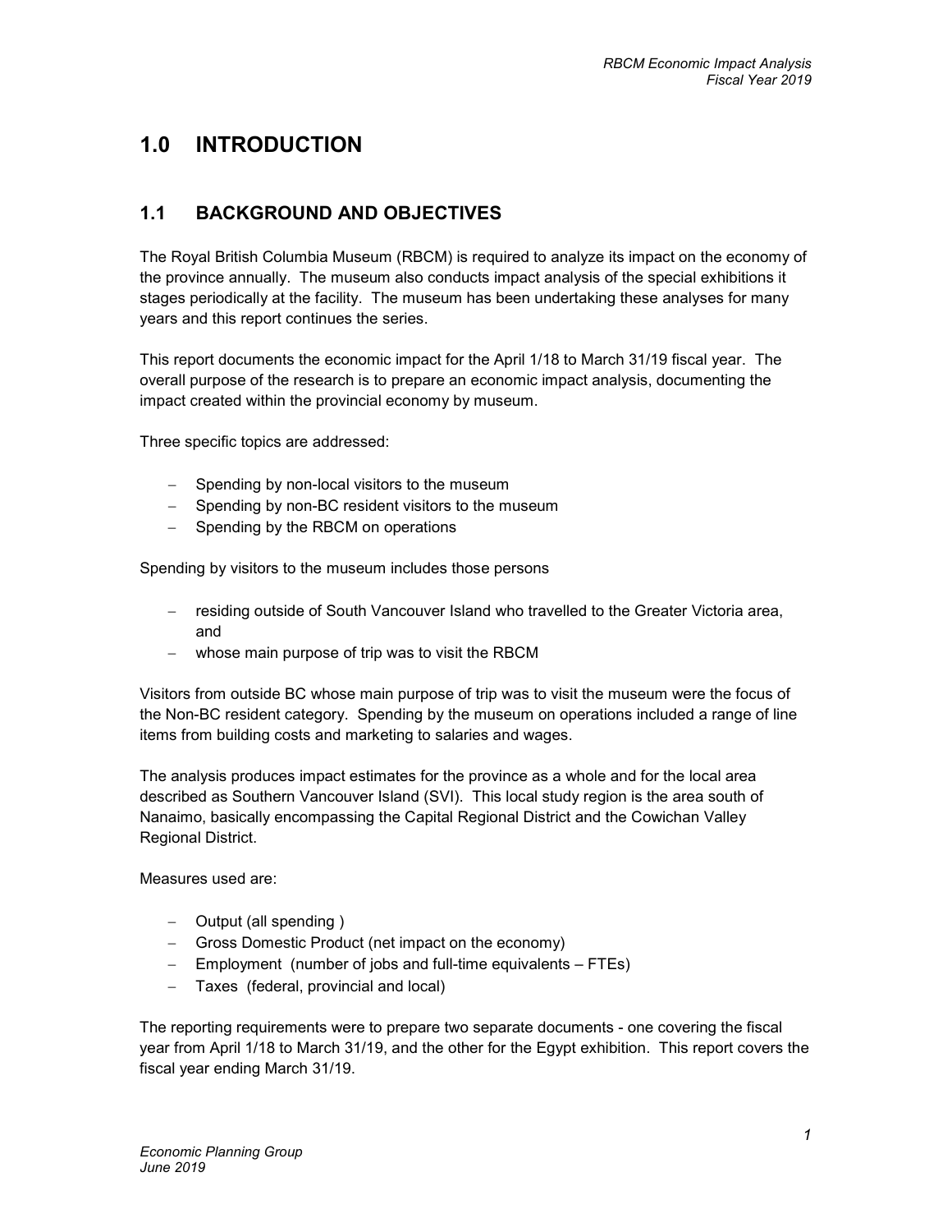# 1.0 INTRODUCTION

## 1.1 BACKGROUND AND OBJECTIVES

The Royal British Columbia Museum (RBCM) is required to analyze its impact on the economy of the province annually. The museum also conducts impact analysis of the special exhibitions it stages periodically at the facility. The museum has been undertaking these analyses for many years and this report continues the series.

This report documents the economic impact for the April 1/18 to March 31/19 fiscal year. The overall purpose of the research is to prepare an economic impact analysis, documenting the impact created within the provincial economy by museum.

Three specific topics are addressed:

- Spending by non-local visitors to the museum
- Spending by non-BC resident visitors to the museum
- Spending by the RBCM on operations

Spending by visitors to the museum includes those persons

- residing outside of South Vancouver Island who travelled to the Greater Victoria area, and
- whose main purpose of trip was to visit the RBCM

Visitors from outside BC whose main purpose of trip was to visit the museum were the focus of the Non-BC resident category. Spending by the museum on operations included a range of line items from building costs and marketing to salaries and wages.

The analysis produces impact estimates for the province as a whole and for the local area described as Southern Vancouver Island (SVI). This local study region is the area south of Nanaimo, basically encompassing the Capital Regional District and the Cowichan Valley Regional District.

Measures used are:

- Output (all spending )
- Gross Domestic Product (net impact on the economy)
- Employment (number of jobs and full-time equivalents – FTEs)
- Taxes (federal, provincial and local)

The reporting requirements were to prepare two separate documents - one covering the fiscal year from April 1/18 to March 31/19, and the other for the Egypt exhibition. This report covers the fiscal year ending March 31/19.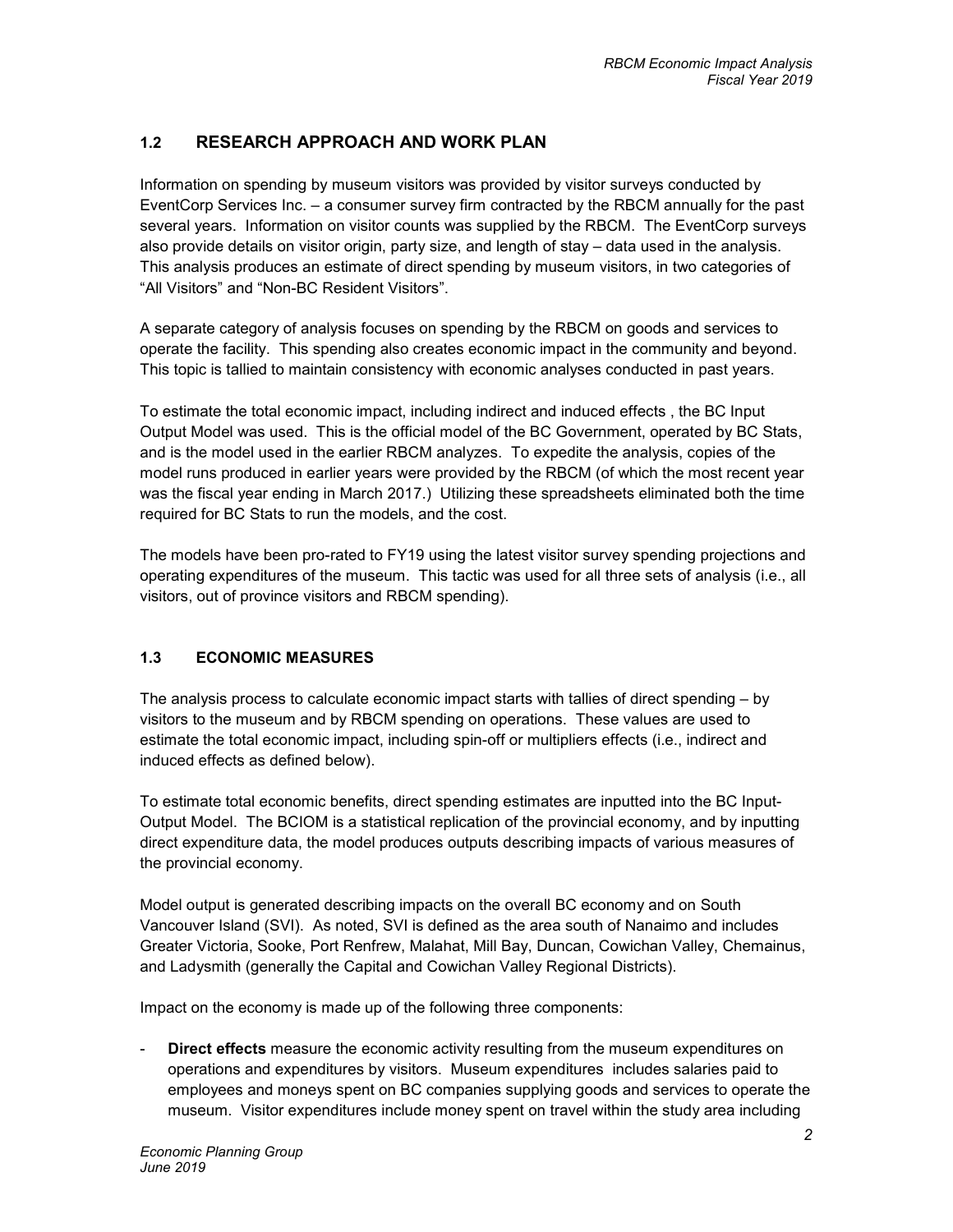## 1.2 RESEARCH APPROACH AND WORK PLAN

Information on spending by museum visitors was provided by visitor surveys conducted by EventCorp Services Inc. – a consumer survey firm contracted by the RBCM annually for the past several years. Information on visitor counts was supplied by the RBCM. The EventCorp surveys also provide details on visitor origin, party size, and length of stay – data used in the analysis. This analysis produces an estimate of direct spending by museum visitors, in two categories of "All Visitors" and "Non-BC Resident Visitors".

A separate category of analysis focuses on spending by the RBCM on goods and services to operate the facility. This spending also creates economic impact in the community and beyond. This topic is tallied to maintain consistency with economic analyses conducted in past years.

To estimate the total economic impact, including indirect and induced effects , the BC Input Output Model was used. This is the official model of the BC Government, operated by BC Stats, and is the model used in the earlier RBCM analyzes. To expedite the analysis, copies of the model runs produced in earlier years were provided by the RBCM (of which the most recent year was the fiscal year ending in March 2017.) Utilizing these spreadsheets eliminated both the time required for BC Stats to run the models, and the cost.

The models have been pro-rated to FY19 using the latest visitor survey spending projections and operating expenditures of the museum. This tactic was used for all three sets of analysis (i.e., all visitors, out of province visitors and RBCM spending).

## 1.3 ECONOMIC MEASURES

The analysis process to calculate economic impact starts with tallies of direct spending – by visitors to the museum and by RBCM spending on operations. These values are used to estimate the total economic impact, including spin-off or multipliers effects (i.e., indirect and induced effects as defined below).

To estimate total economic benefits, direct spending estimates are inputted into the BC Input-Output Model. The BCIOM is a statistical replication of the provincial economy, and by inputting direct expenditure data, the model produces outputs describing impacts of various measures of the provincial economy.

Model output is generated describing impacts on the overall BC economy and on South Vancouver Island (SVI). As noted, SVI is defined as the area south of Nanaimo and includes Greater Victoria, Sooke, Port Renfrew, Malahat, Mill Bay, Duncan, Cowichan Valley, Chemainus, and Ladysmith (generally the Capital and Cowichan Valley Regional Districts).

Impact on the economy is made up of the following three components:

- **Direct effects** measure the economic activity resulting from the museum expenditures on operations and expenditures by visitors. Museum expenditures includes salaries paid to employees and moneys spent on BC companies supplying goods and services to operate the museum. Visitor expenditures include money spent on travel within the study area including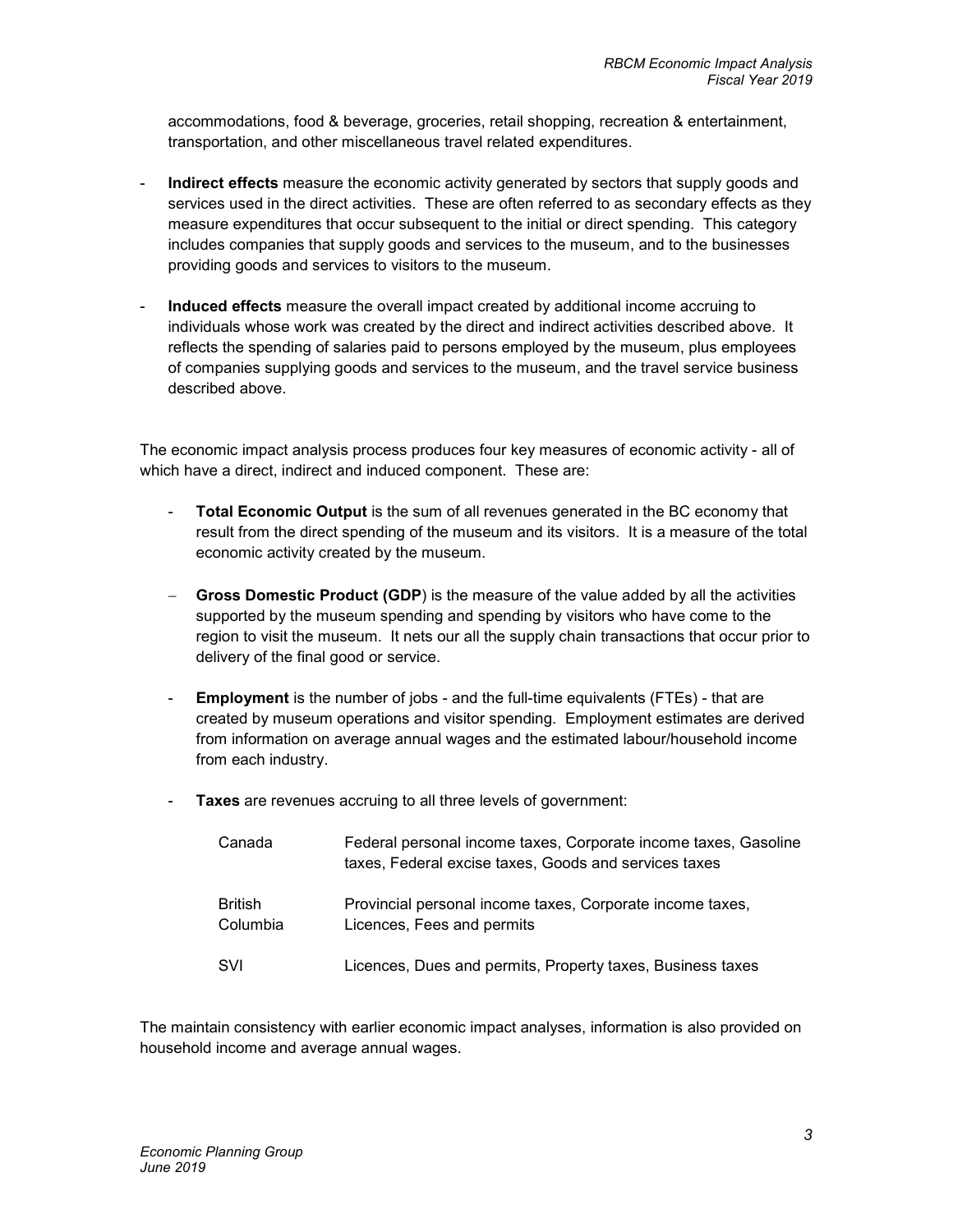accommodations, food & beverage, groceries, retail shopping, recreation & entertainment, transportation, and other miscellaneous travel related expenditures.

- **Indirect effects** measure the economic activity generated by sectors that supply goods and services used in the direct activities. These are often referred to as secondary effects as they measure expenditures that occur subsequent to the initial or direct spending. This category includes companies that supply goods and services to the museum, and to the businesses providing goods and services to visitors to the museum.

- **Induced effects** measure the overall impact created by additional income accruing to individuals whose work was created by the direct and indirect activities described above. It reflects the spending of salaries paid to persons employed by the museum, plus employees of companies supplying goods and services to the museum, and the travel service business described above.

The economic impact analysis process produces four key measures of economic activity - all of which have a direct, indirect and induced component. These are:

- **Total Economic Output** is the sum of all revenues generated in the BC economy that result from the direct spending of the museum and its visitors. It is a measure of the total economic activity created by the museum.

- **Gross Domestic Product (GDP**) is the measure of the value added by all the activities supported by the museum spending and spending by visitors who have come to the region to visit the museum. It nets our all the supply chain transactions that occur prior to delivery of the final good or service.

- **Employment** is the number of jobs - and the full-time equivalents (FTEs) - that are created by museum operations and visitor spending. Employment estimates are derived from information on average annual wages and the estimated labour/household income from each industry.

- **Taxes** are revenues accruing to all three levels of government:

| | |
|---|---|
| Canada | Federal personal income taxes, Corporate income taxes, Gasoline taxes, Federal excise taxes, Goods and services taxes |
| British Columbia | Provincial personal income taxes, Corporate income taxes, Licences, Fees and permits |
| SVI | Licences, Dues and permits, Property taxes, Business taxes |

The maintain consistency with earlier economic impact analyses, information is also provided on household income and average annual wages.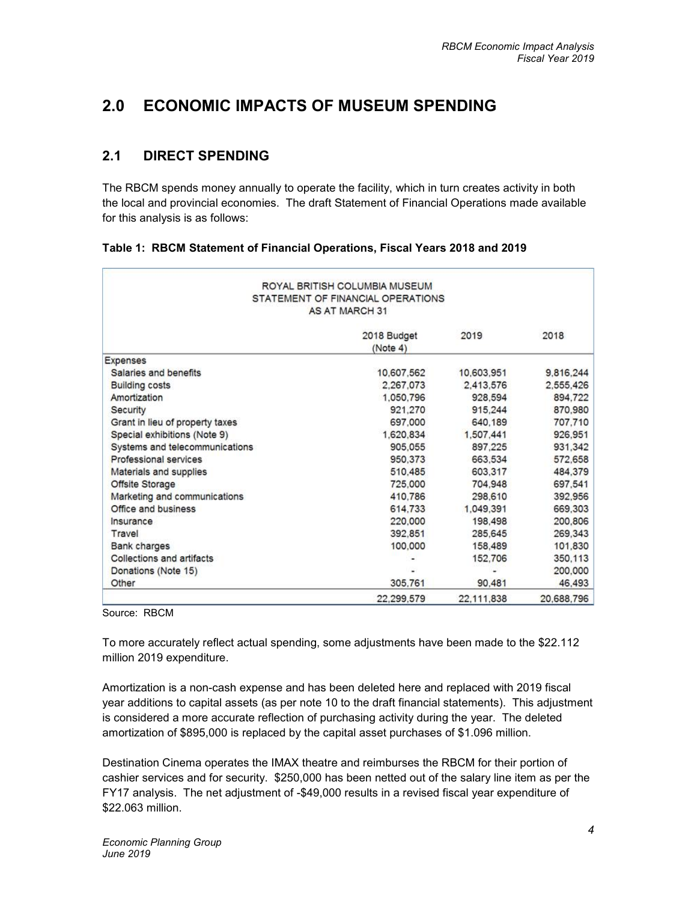# 2.0 ECONOMIC IMPACTS OF MUSEUM SPENDING

## 2.1 DIRECT SPENDING

The RBCM spends money annually to operate the facility, which in turn creates activity in both the local and provincial economies. The draft Statement of Financial Operations made available for this analysis is as follows:

**Table 1: RBCM Statement of Financial Operations, Fiscal Years 2018 and 2019**

ROYAL BRITISH COLUMBIA MUSEUM
STATEMENT OF FINANCIAL OPERATIONS
AS AT MARCH 31

| | 2018 Budget (Note 4) | 2019 | 2018 |
|---|---|---|---|
| Expenses | | | |
| Salaries and benefits | 10,607,562 | 10,603,951 | 9,816,244 |
| Building costs | 2,267,073 | 2,413,576 | 2,555,426 |
| Amortization | 1,050,796 | 928,594 | 894,722 |
| Security | 921,270 | 915,244 | 870,980 |
| Grant in lieu of property taxes | 697,000 | 640,189 | 707,710 |
| Special exhibitions (Note 9) | 1,620,834 | 1,507,441 | 926,951 |
| Systems and telecommunications | 905,055 | 897,225 | 931,342 |
| Professional services | 950,373 | 663,534 | 572,658 |
| Materials and supplies | 510,485 | 603,317 | 484,379 |
| Offsite Storage | 725,000 | 704,948 | 697,541 |
| Marketing and communications | 410,786 | 298,610 | 392,956 |
| Office and business | 614,733 | 1,049,391 | 669,303 |
| Insurance | 220,000 | 198,498 | 200,806 |
| Travel | 392,851 | 285,645 | 269,343 |
| Bank charges | 100,000 | 158,489 | 101,830 |
| Collections and artifacts | - | 152,706 | 350,113 |
| Donations (Note 15) | - | - | 200,000 |
| Other | 305,761 | 90,481 | 46,493 |
| | 22,299,579 | 22,111,838 | 20,688,796 |

Source: RBCM

To more accurately reflect actual spending, some adjustments have been made to the $22.112 million 2019 expenditure.

Amortization is a non-cash expense and has been deleted here and replaced with 2019 fiscal year additions to capital assets (as per note 10 to the draft financial statements). This adjustment is considered a more accurate reflection of purchasing activity during the year. The deleted amortization of $895,000 is replaced by the capital asset purchases of $1.096 million.

Destination Cinema operates the IMAX theatre and reimburses the RBCM for their portion of cashier services and for security. $250,000 has been netted out of the salary line item as per the FY17 analysis. The net adjustment of -$49,000 results in a revised fiscal year expenditure of $22.063 million.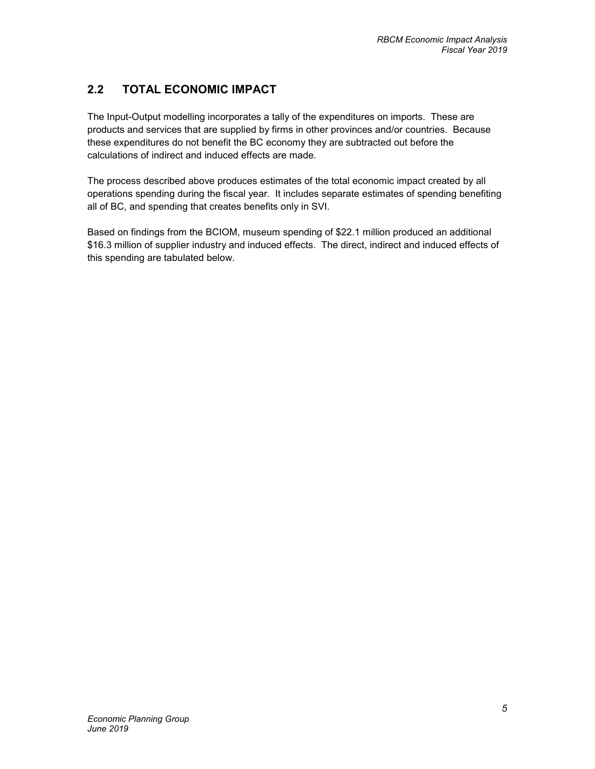## 2.2 TOTAL ECONOMIC IMPACT

The Input-Output modelling incorporates a tally of the expenditures on imports. These are products and services that are supplied by firms in other provinces and/or countries. Because these expenditures do not benefit the BC economy they are subtracted out before the calculations of indirect and induced effects are made.

The process described above produces estimates of the total economic impact created by all operations spending during the fiscal year. It includes separate estimates of spending benefiting all of BC, and spending that creates benefits only in SVI.

Based on findings from the BCIOM, museum spending of $22.1 million produced an additional $16.3 million of supplier industry and induced effects. The direct, indirect and induced effects of this spending are tabulated below.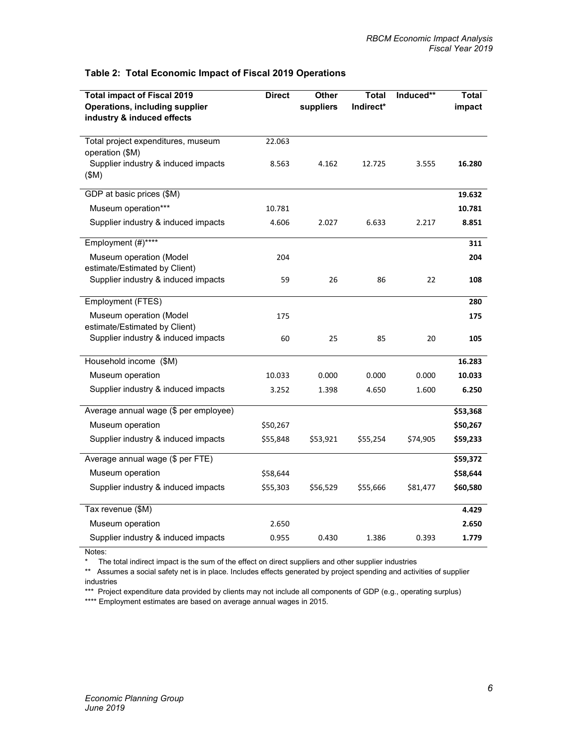### Table 2: Total Economic Impact of Fiscal 2019 Operations

| Total impact of Fiscal 2019 Operations, including supplier industry & induced effects | Direct | Other suppliers | Total Indirect* | Induced** | Total impact |
|---|---|---|---|---|---|
| Total project expenditures, museum operation ($M) | 22.063 | | | | |
| Supplier industry & induced impacts ($M) | 8.563 | 4.162 | 12.725 | 3.555 | **16.280** |
| GDP at basic prices ($M) | | | | | **19.632** |
| Museum operation*** | 10.781 | | | | **10.781** |
| Supplier industry & induced impacts | 4.606 | 2.027 | 6.633 | 2.217 | **8.851** |
| Employment (#)**** | | | | | **311** |
| Museum operation (Model estimate/Estimated by Client) | 204 | | | | **204** |
| Supplier industry & induced impacts | 59 | 26 | 86 | 22 | **108** |
| Employment (FTES) | | | | | **280** |
| Museum operation (Model estimate/Estimated by Client) | 175 | | | | **175** |
| Supplier industry & induced impacts | 60 | 25 | 85 | 20 | **105** |
| Household income ($M) | | | | | **16.283** |
| Museum operation | 10.033 | 0.000 | 0.000 | 0.000 | **10.033** |
| Supplier industry & induced impacts | 3.252 | 1.398 | 4.650 | 1.600 | **6.250** |
| Average annual wage ($ per employee) | | | | | **$53,368** |
| Museum operation | $50,267 | | | | **$50,267** |
| Supplier industry & induced impacts | $55,848 | $53,921 | $55,254 | $74,905 | **$59,233** |
| Average annual wage ($ per FTE) | | | | | **$59,372** |
| Museum operation | $58,644 | | | | **$58,644** |
| Supplier industry & induced impacts | $55,303 | $56,529 | $55,666 | $81,477 | **$60,580** |
| Tax revenue ($M) | | | | | **4.429** |
| Museum operation | 2.650 | | | | **2.650** |
| Supplier industry & induced impacts | 0.955 | 0.430 | 1.386 | 0.393 | **1.779** |

Notes:

\* The total indirect impact is the sum of the effect on direct suppliers and other supplier industries

\** Assumes a social safety net is in place. Includes effects generated by project spending and activities of supplier industries

\*** Project expenditure data provided by clients may not include all components of GDP (e.g., operating surplus)

\**** Employment estimates are based on average annual wages in 2015.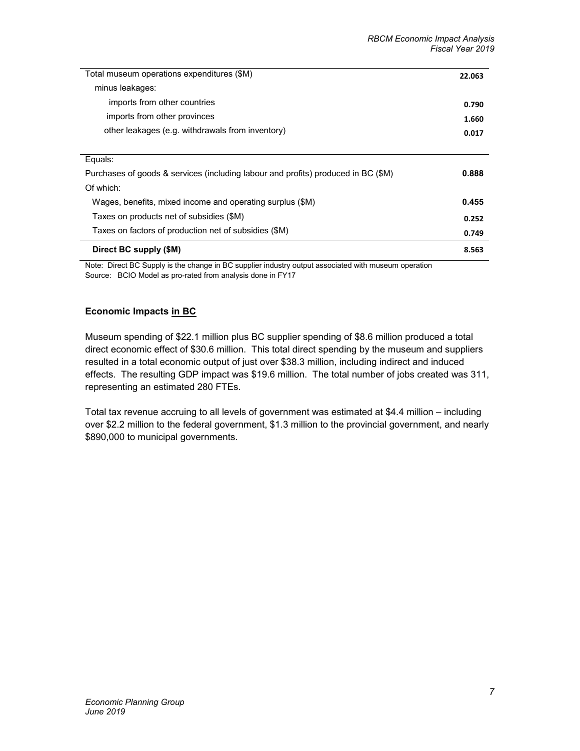| | |
|---|---|
| Total museum operations expenditures ($M) | **22.063** |
| minus leakages: | |
| imports from other countries | **0.790** |
| imports from other provinces | **1.660** |
| other leakages (e.g. withdrawals from inventory) | **0.017** |
| | |
| Equals: | |
| Purchases of goods & services (including labour and profits) produced in BC ($M) | **0.888** |
| Of which: | |
| Wages, benefits, mixed income and operating surplus ($M) | **0.455** |
| Taxes on products net of subsidies ($M) | **0.252** |
| Taxes on factors of production net of subsidies ($M) | **0.749** |
| **Direct BC supply ($M)** | **8.563** |

Note: Direct BC Supply is the change in BC supplier industry output associated with museum operation
Source: BCIO Model as pro-rated from analysis done in FY17

**Economic Impacts in BC**

Museum spending of $22.1 million plus BC supplier spending of $8.6 million produced a total direct economic effect of $30.6 million. This total direct spending by the museum and suppliers resulted in a total economic output of just over $38.3 million, including indirect and induced effects. The resulting GDP impact was $19.6 million. The total number of jobs created was 311, representing an estimated 280 FTEs.

Total tax revenue accruing to all levels of government was estimated at $4.4 million – including over $2.2 million to the federal government, $1.3 million to the provincial government, and nearly $890,000 to municipal governments.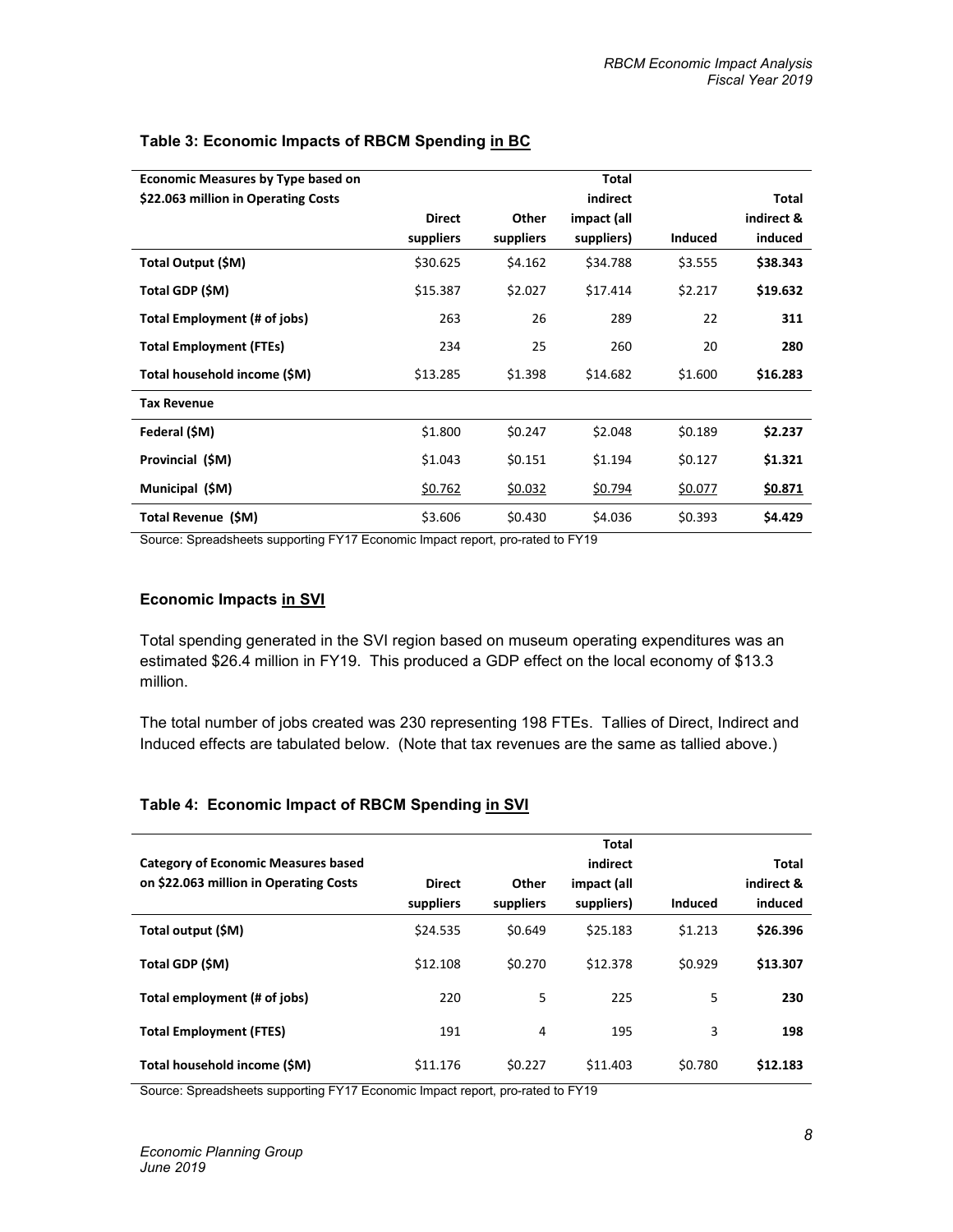**Table 3: Economic Impacts of RBCM Spending in BC**

| Economic Measures by Type based on $22.063 million in Operating Costs | Direct suppliers | Other suppliers | Total indirect impact (all suppliers) | Induced | Total indirect & induced |
|---|---|---|---|---|---|
| **Total Output ($M)** | $30.625 | $4.162 | $34.788 | $3.555 | **$38.343** |
| **Total GDP ($M)** | $15.387 | $2.027 | $17.414 | $2.217 | **$19.632** |
| **Total Employment (# of jobs)** | 263 | 26 | 289 | 22 | **311** |
| **Total Employment (FTEs)** | 234 | 25 | 260 | 20 | **280** |
| **Total household income ($M)** | $13.285 | $1.398 | $14.682 | $1.600 | **$16.283** |
| **Tax Revenue** | | | | | |
| **Federal ($M)** | $1.800 | $0.247 | $2.048 | $0.189 | **$2.237** |
| **Provincial ($M)** | $1.043 | $0.151 | $1.194 | $0.127 | **$1.321** |
| **Municipal ($M)** | $0.762 | $0.032 | $0.794 | $0.077 | **$0.871** |
| **Total Revenue ($M)** | $3.606 | $0.430 | $4.036 | $0.393 | **$4.429** |

Source: Spreadsheets supporting FY17 Economic Impact report, pro-rated to FY19

### Economic Impacts in SVI

Total spending generated in the SVI region based on museum operating expenditures was an estimated $26.4 million in FY19. This produced a GDP effect on the local economy of $13.3 million.

The total number of jobs created was 230 representing 198 FTEs. Tallies of Direct, Indirect and Induced effects are tabulated below. (Note that tax revenues are the same as tallied above.)

**Table 4: Economic Impact of RBCM Spending in SVI**

| Category of Economic Measures based on $22.063 million in Operating Costs | Direct suppliers | Other suppliers | Total indirect impact (all suppliers) | Induced | Total indirect & induced |
|---|---|---|---|---|---|
| **Total output ($M)** | $24.535 | $0.649 | $25.183 | $1.213 | **$26.396** |
| **Total GDP ($M)** | $12.108 | $0.270 | $12.378 | $0.929 | **$13.307** |
| **Total employment (# of jobs)** | 220 | 5 | 225 | 5 | **230** |
| **Total Employment (FTES)** | 191 | 4 | 195 | 3 | **198** |
| **Total household income ($M)** | $11.176 | $0.227 | $11.403 | $0.780 | **$12.183** |

Source: Spreadsheets supporting FY17 Economic Impact report, pro-rated to FY19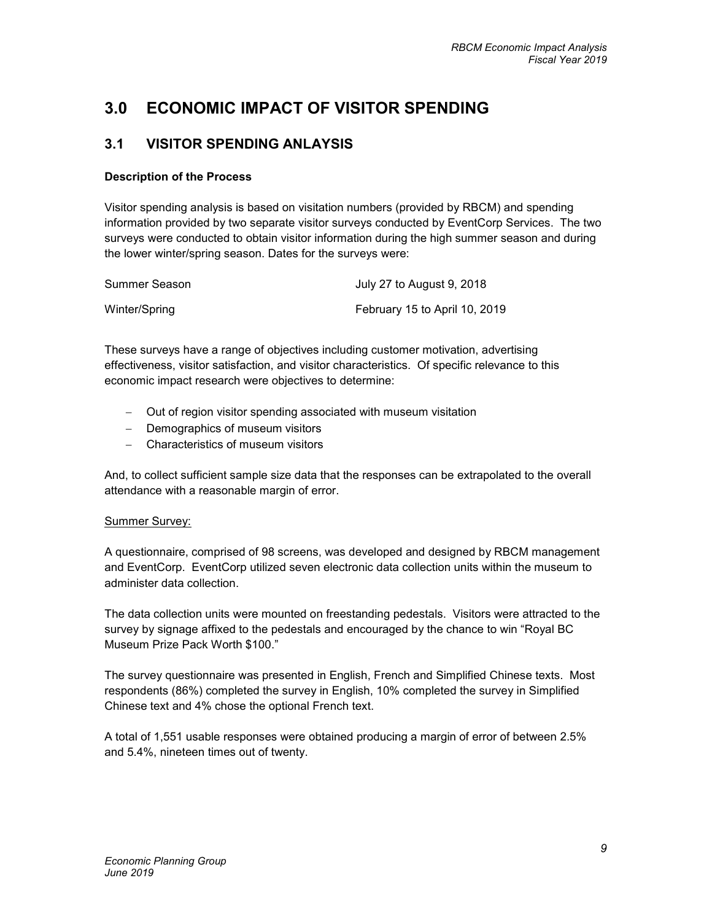# 3.0 ECONOMIC IMPACT OF VISITOR SPENDING

## 3.1 VISITOR SPENDING ANLAYSIS

**Description of the Process**

Visitor spending analysis is based on visitation numbers (provided by RBCM) and spending information provided by two separate visitor surveys conducted by EventCorp Services. The two surveys were conducted to obtain visitor information during the high summer season and during the lower winter/spring season. Dates for the surveys were:

| | |
|---|---|
| Summer Season | July 27 to August 9, 2018 |
| Winter/Spring | February 15 to April 10, 2019 |

These surveys have a range of objectives including customer motivation, advertising effectiveness, visitor satisfaction, and visitor characteristics. Of specific relevance to this economic impact research were objectives to determine:

- Out of region visitor spending associated with museum visitation
- Demographics of museum visitors
- Characteristics of museum visitors

And, to collect sufficient sample size data that the responses can be extrapolated to the overall attendance with a reasonable margin of error.

Summer Survey:

A questionnaire, comprised of 98 screens, was developed and designed by RBCM management and EventCorp. EventCorp utilized seven electronic data collection units within the museum to administer data collection.

The data collection units were mounted on freestanding pedestals. Visitors were attracted to the survey by signage affixed to the pedestals and encouraged by the chance to win "Royal BC Museum Prize Pack Worth $100."

The survey questionnaire was presented in English, French and Simplified Chinese texts. Most respondents (86%) completed the survey in English, 10% completed the survey in Simplified Chinese text and 4% chose the optional French text.

A total of 1,551 usable responses were obtained producing a margin of error of between 2.5% and 5.4%, nineteen times out of twenty.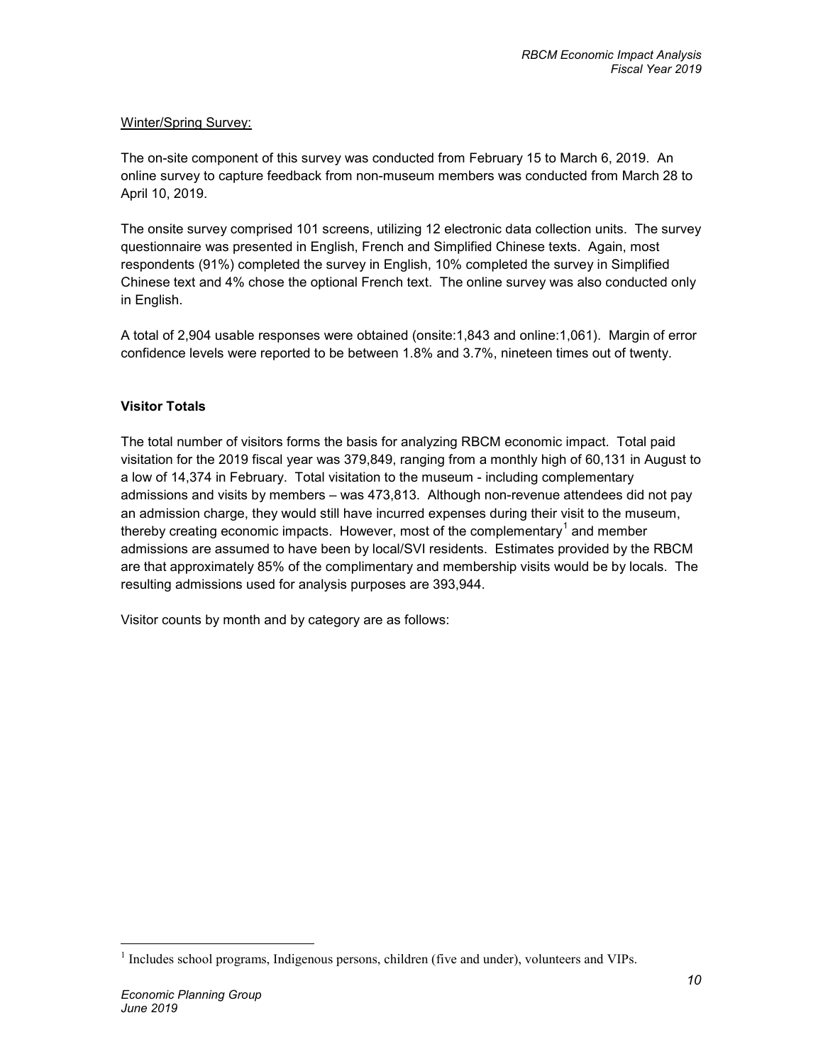Winter/Spring Survey:

The on-site component of this survey was conducted from February 15 to March 6, 2019. An online survey to capture feedback from non-museum members was conducted from March 28 to April 10, 2019.

The onsite survey comprised 101 screens, utilizing 12 electronic data collection units. The survey questionnaire was presented in English, French and Simplified Chinese texts. Again, most respondents (91%) completed the survey in English, 10% completed the survey in Simplified Chinese text and 4% chose the optional French text. The online survey was also conducted only in English.

A total of 2,904 usable responses were obtained (onsite:1,843 and online:1,061). Margin of error confidence levels were reported to be between 1.8% and 3.7%, nineteen times out of twenty.

**Visitor Totals**

The total number of visitors forms the basis for analyzing RBCM economic impact. Total paid visitation for the 2019 fiscal year was 379,849, ranging from a monthly high of 60,131 in August to a low of 14,374 in February. Total visitation to the museum - including complementary admissions and visits by members – was 473,813. Although non-revenue attendees did not pay an admission charge, they would still have incurred expenses during their visit to the museum, thereby creating economic impacts. However, most of the complementary[1] and member admissions are assumed to have been by local/SVI residents. Estimates provided by the RBCM are that approximately 85% of the complimentary and membership visits would be by locals. The resulting admissions used for analysis purposes are 393,944.

Visitor counts by month and by category are as follows:

[1] Includes school programs, Indigenous persons, children (five and under), volunteers and VIPs.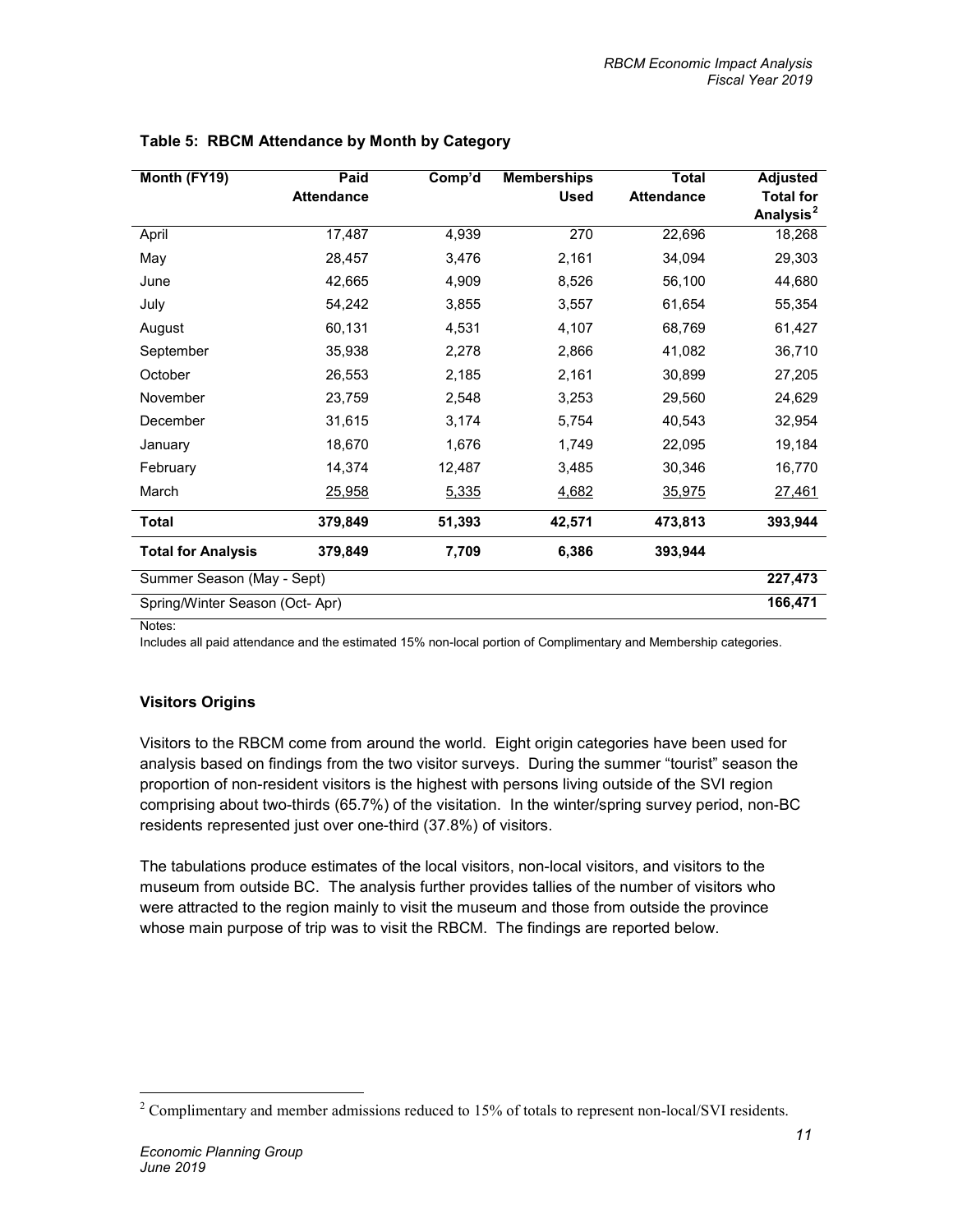**Table 5: RBCM Attendance by Month by Category**

| Month (FY19) | Paid Attendance | Comp'd | Memberships Used | Total Attendance | Adjusted Total for Analysis[2] |
|---|---|---|---|---|---|
| April | 17,487 | 4,939 | 270 | 22,696 | 18,268 |
| May | 28,457 | 3,476 | 2,161 | 34,094 | 29,303 |
| June | 42,665 | 4,909 | 8,526 | 56,100 | 44,680 |
| July | 54,242 | 3,855 | 3,557 | 61,654 | 55,354 |
| August | 60,131 | 4,531 | 4,107 | 68,769 | 61,427 |
| September | 35,938 | 2,278 | 2,866 | 41,082 | 36,710 |
| October | 26,553 | 2,185 | 2,161 | 30,899 | 27,205 |
| November | 23,759 | 2,548 | 3,253 | 29,560 | 24,629 |
| December | 31,615 | 3,174 | 5,754 | 40,543 | 32,954 |
| January | 18,670 | 1,676 | 1,749 | 22,095 | 19,184 |
| February | 14,374 | 12,487 | 3,485 | 30,346 | 16,770 |
| March | 25,958 | 5,335 | 4,682 | 35,975 | 27,461 |
| **Total** | **379,849** | **51,393** | **42,571** | **473,813** | **393,944** |
| **Total for Analysis** | **379,849** | **7,709** | **6,386** | **393,944** | |
| Summer Season (May - Sept) | | | | | **227,473** |
| Spring/Winter Season (Oct- Apr) | | | | | **166,471** |

Notes:
Includes all paid attendance and the estimated 15% non-local portion of Complimentary and Membership categories.

### Visitors Origins

Visitors to the RBCM come from around the world. Eight origin categories have been used for analysis based on findings from the two visitor surveys. During the summer "tourist" season the proportion of non-resident visitors is the highest with persons living outside of the SVI region comprising about two-thirds (65.7%) of the visitation. In the winter/spring survey period, non-BC residents represented just over one-third (37.8%) of visitors.

The tabulations produce estimates of the local visitors, non-local visitors, and visitors to the museum from outside BC. The analysis further provides tallies of the number of visitors who were attracted to the region mainly to visit the museum and those from outside the province whose main purpose of trip was to visit the RBCM. The findings are reported below.

[2] Complimentary and member admissions reduced to 15% of totals to represent non-local/SVI residents.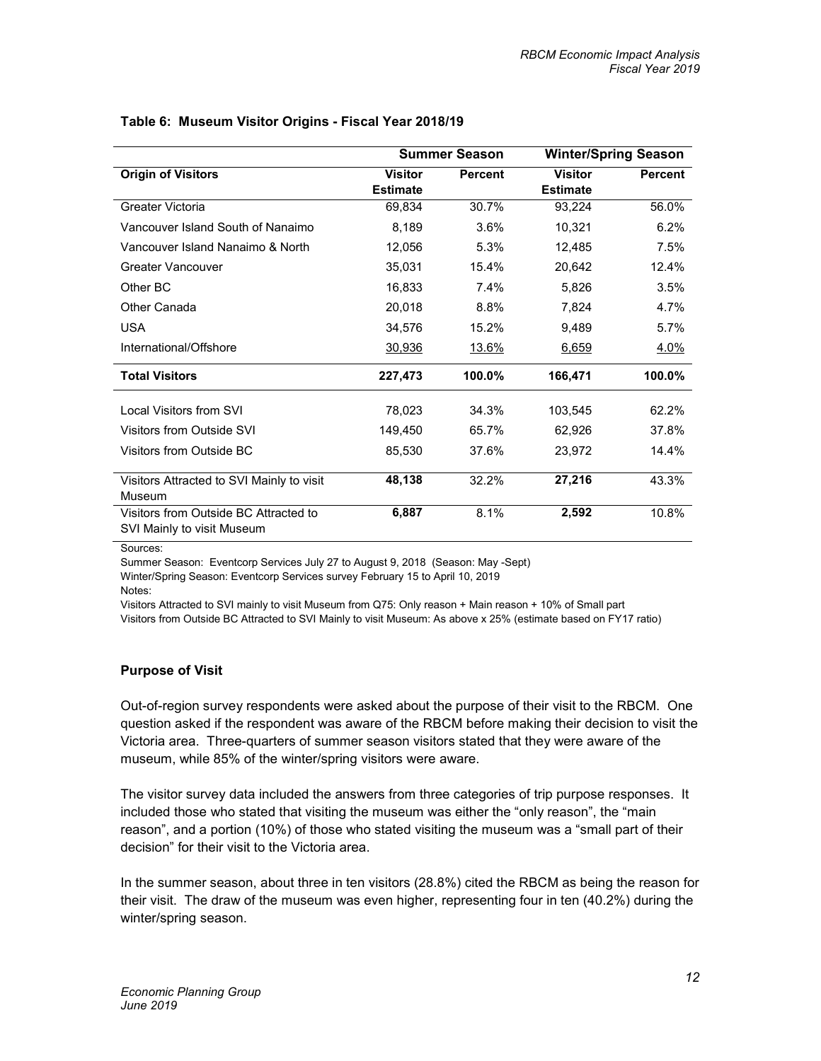**Table 6: Museum Visitor Origins - Fiscal Year 2018/19**

| | Summer Season | | Winter/Spring Season | |
|---|---|---|---|---|
| **Origin of Visitors** | **Visitor Estimate** | **Percent** | **Visitor Estimate** | **Percent** |
| Greater Victoria | 69,834 | 30.7% | 93,224 | 56.0% |
| Vancouver Island South of Nanaimo | 8,189 | 3.6% | 10,321 | 6.2% |
| Vancouver Island Nanaimo & North | 12,056 | 5.3% | 12,485 | 7.5% |
| Greater Vancouver | 35,031 | 15.4% | 20,642 | 12.4% |
| Other BC | 16,833 | 7.4% | 5,826 | 3.5% |
| Other Canada | 20,018 | 8.8% | 7,824 | 4.7% |
| USA | 34,576 | 15.2% | 9,489 | 5.7% |
| International/Offshore | 30,936 | 13.6% | 6,659 | 4.0% |
| **Total Visitors** | **227,473** | **100.0%** | **166,471** | **100.0%** |
| Local Visitors from SVI | 78,023 | 34.3% | 103,545 | 62.2% |
| Visitors from Outside SVI | 149,450 | 65.7% | 62,926 | 37.8% |
| Visitors from Outside BC | 85,530 | 37.6% | 23,972 | 14.4% |
| Visitors Attracted to SVI Mainly to visit Museum | **48,138** | 32.2% | **27,216** | 43.3% |
| Visitors from Outside BC Attracted to SVI Mainly to visit Museum | **6,887** | 8.1% | **2,592** | 10.8% |

Sources:
Summer Season: Eventcorp Services July 27 to August 9, 2018 (Season: May -Sept)
Winter/Spring Season: Eventcorp Services survey February 15 to April 10, 2019
Notes:
Visitors Attracted to SVI mainly to visit Museum from Q75: Only reason + Main reason + 10% of Small part
Visitors from Outside BC Attracted to SVI Mainly to visit Museum: As above x 25% (estimate based on FY17 ratio)

### Purpose of Visit

Out-of-region survey respondents were asked about the purpose of their visit to the RBCM. One question asked if the respondent was aware of the RBCM before making their decision to visit the Victoria area. Three-quarters of summer season visitors stated that they were aware of the museum, while 85% of the winter/spring visitors were aware.

The visitor survey data included the answers from three categories of trip purpose responses. It included those who stated that visiting the museum was either the "only reason", the "main reason", and a portion (10%) of those who stated visiting the museum was a "small part of their decision" for their visit to the Victoria area.

In the summer season, about three in ten visitors (28.8%) cited the RBCM as being the reason for their visit. The draw of the museum was even higher, representing four in ten (40.2%) during the winter/spring season.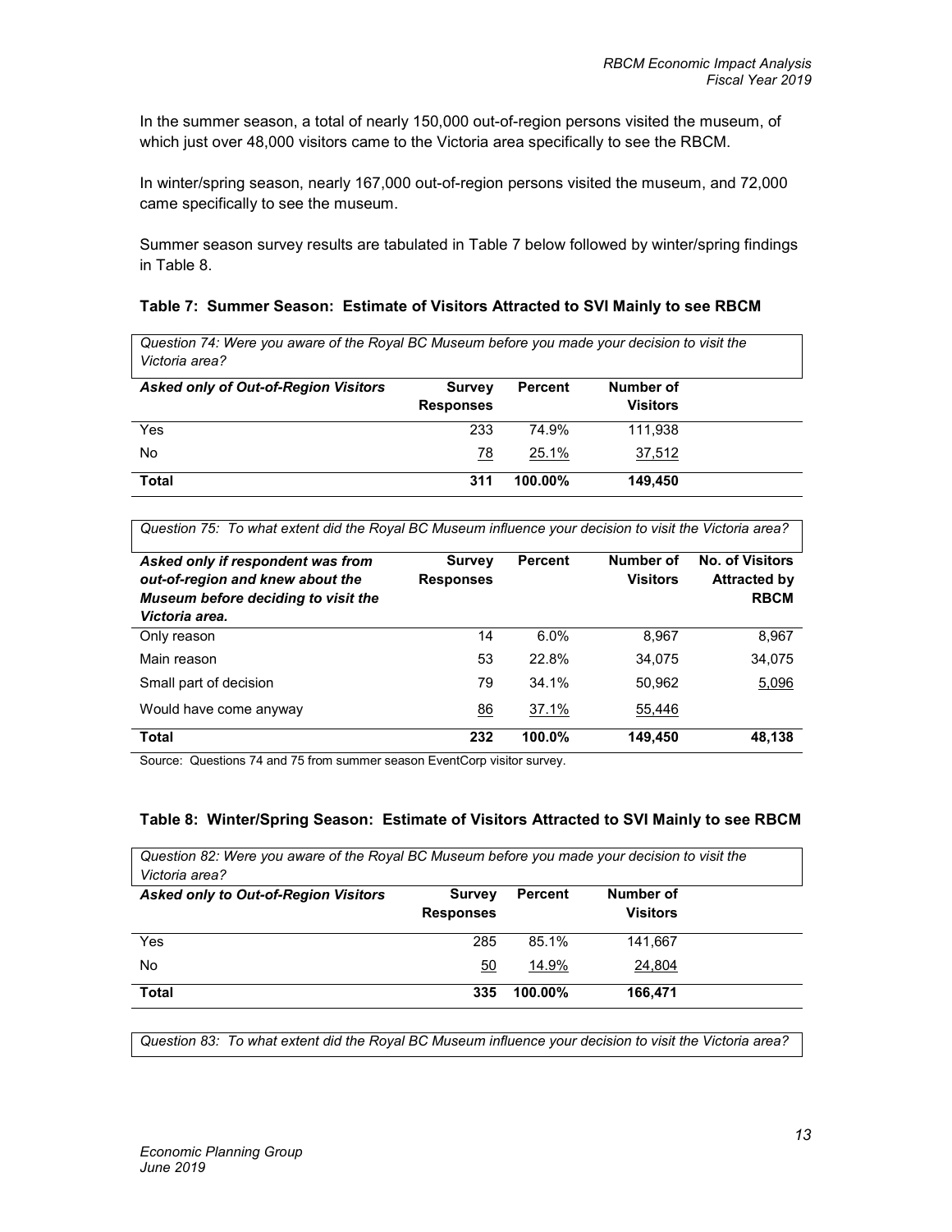In the summer season, a total of nearly 150,000 out-of-region persons visited the museum, of which just over 48,000 visitors came to the Victoria area specifically to see the RBCM.

In winter/spring season, nearly 167,000 out-of-region persons visited the museum, and 72,000 came specifically to see the museum.

Summer season survey results are tabulated in Table 7 below followed by winter/spring findings in Table 8.

**Table 7: Summer Season: Estimate of Visitors Attracted to SVI Mainly to see RBCM**

*Question 74: Were you aware of the Royal BC Museum before you made your decision to visit the Victoria area?*

| ***Asked only of Out-of-Region Visitors*** | **Survey Responses** | **Percent** | **Number of Visitors** |
|---|---|---|---|
| Yes | 233 | 74.9% | 111,938 |
| No | 78 | 25.1% | 37,512 |
| **Total** | **311** | **100.00%** | **149,450** |

*Question 75: To what extent did the Royal BC Museum influence your decision to visit the Victoria area?*

| ***Asked only if respondent was from out-of-region and knew about the Museum before deciding to visit the Victoria area.*** | **Survey Responses** | **Percent** | **Number of Visitors** | **No. of Visitors Attracted by RBCM** |
|---|---|---|---|---|
| Only reason | 14 | 6.0% | 8,967 | 8,967 |
| Main reason | 53 | 22.8% | 34,075 | 34,075 |
| Small part of decision | 79 | 34.1% | 50,962 | 5,096 |
| Would have come anyway | 86 | 37.1% | 55,446 | |
| **Total** | **232** | **100.0%** | **149,450** | **48,138** |

Source: Questions 74 and 75 from summer season EventCorp visitor survey.

**Table 8: Winter/Spring Season: Estimate of Visitors Attracted to SVI Mainly to see RBCM**

*Question 82: Were you aware of the Royal BC Museum before you made your decision to visit the Victoria area?*

| ***Asked only to Out-of-Region Visitors*** | **Survey Responses** | **Percent** | **Number of Visitors** |
|---|---|---|---|
| Yes | 285 | 85.1% | 141,667 |
| No | 50 | 14.9% | 24,804 |
| **Total** | **335** | **100.00%** | **166,471** |

*Question 83: To what extent did the Royal BC Museum influence your decision to visit the Victoria area?*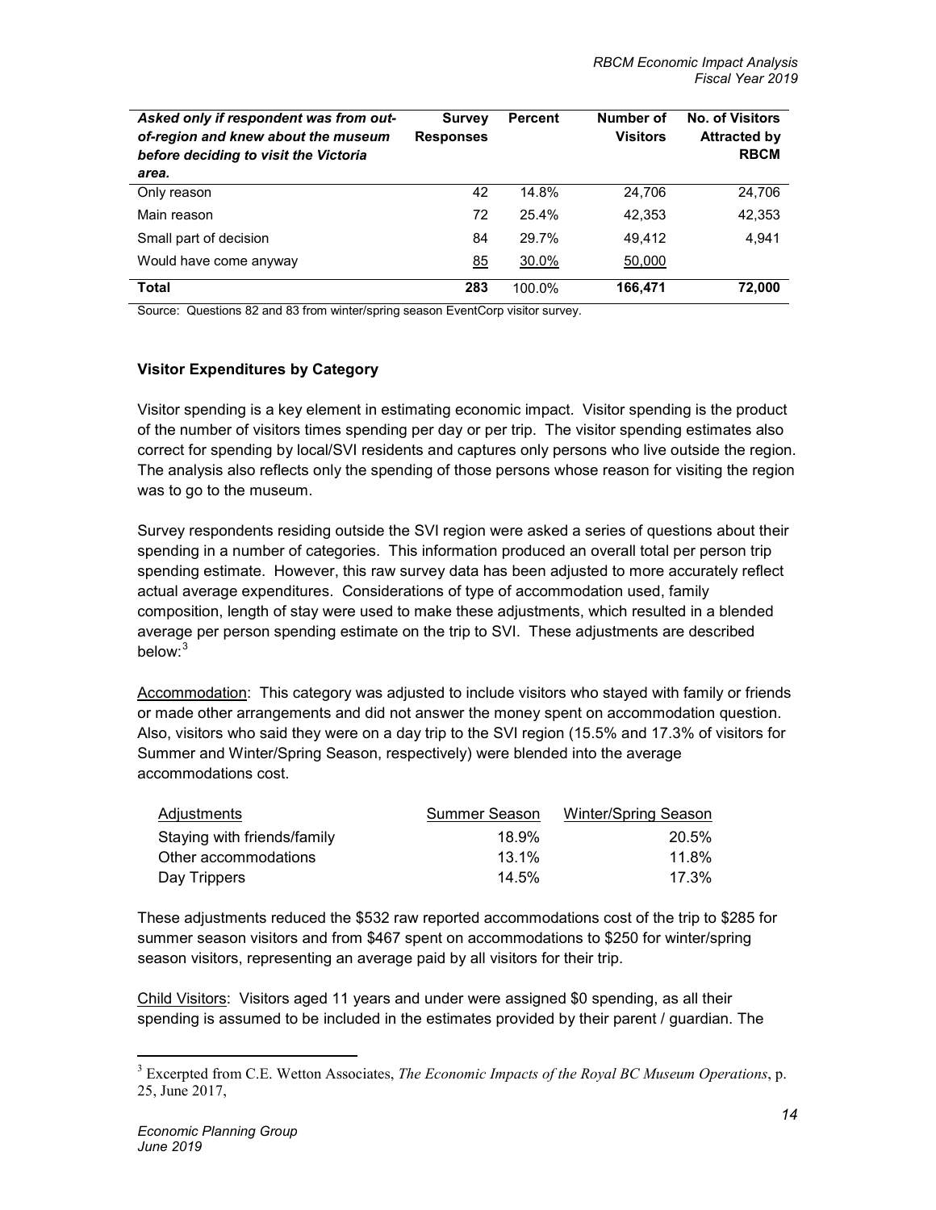| *Asked only if respondent was from out-of-region and knew about the museum before deciding to visit the Victoria area.* | Survey Responses | Percent | Number of Visitors | No. of Visitors Attracted by RBCM |
|---|---|---|---|---|
| Only reason | 42 | 14.8% | 24,706 | 24,706 |
| Main reason | 72 | 25.4% | 42,353 | 42,353 |
| Small part of decision | 84 | 29.7% | 49,412 | 4,941 |
| Would have come anyway | 85 | 30.0% | 50,000 | |
| **Total** | **283** | 100.0% | **166,471** | **72,000** |

Source: Questions 82 and 83 from winter/spring season EventCorp visitor survey.

### Visitor Expenditures by Category

Visitor spending is a key element in estimating economic impact. Visitor spending is the product of the number of visitors times spending per day or per trip. The visitor spending estimates also correct for spending by local/SVI residents and captures only persons who live outside the region. The analysis also reflects only the spending of those persons whose reason for visiting the region was to go to the museum.

Survey respondents residing outside the SVI region were asked a series of questions about their spending in a number of categories. This information produced an overall total per person trip spending estimate. However, this raw survey data has been adjusted to more accurately reflect actual average expenditures. Considerations of type of accommodation used, family composition, length of stay were used to make these adjustments, which resulted in a blended average per person spending estimate on the trip to SVI. These adjustments are described below:[3]

Accommodation: This category was adjusted to include visitors who stayed with family or friends or made other arrangements and did not answer the money spent on accommodation question. Also, visitors who said they were on a day trip to the SVI region (15.5% and 17.3% of visitors for Summer and Winter/Spring Season, respectively) were blended into the average accommodations cost.

| Adjustments | Summer Season | Winter/Spring Season |
|---|---|---|
| Staying with friends/family | 18.9% | 20.5% |
| Other accommodations | 13.1% | 11.8% |
| Day Trippers | 14.5% | 17.3% |

These adjustments reduced the $532 raw reported accommodations cost of the trip to $285 for summer season visitors and from $467 spent on accommodations to $250 for winter/spring season visitors, representing an average paid by all visitors for their trip.

Child Visitors: Visitors aged 11 years and under were assigned $0 spending, as all their spending is assumed to be included in the estimates provided by their parent / guardian. The

[3] Excerpted from C.E. Wetton Associates, *The Economic Impacts of the Royal BC Museum Operations*, p. 25, June 2017,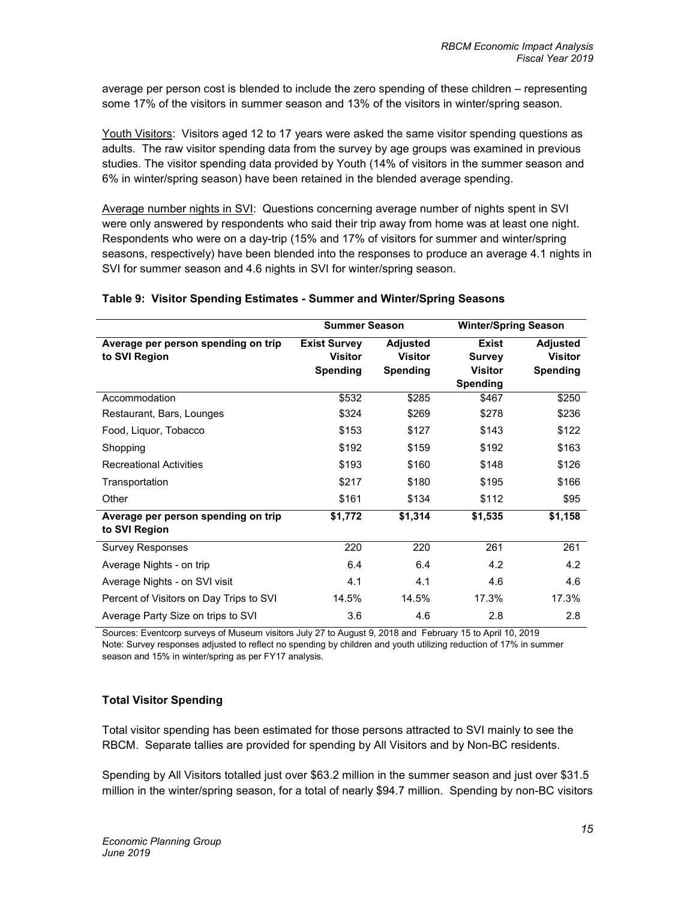average per person cost is blended to include the zero spending of these children – representing some 17% of the visitors in summer season and 13% of the visitors in winter/spring season.

Youth Visitors: Visitors aged 12 to 17 years were asked the same visitor spending questions as adults. The raw visitor spending data from the survey by age groups was examined in previous studies. The visitor spending data provided by Youth (14% of visitors in the summer season and 6% in winter/spring season) have been retained in the blended average spending.

Average number nights in SVI: Questions concerning average number of nights spent in SVI were only answered by respondents who said their trip away from home was at least one night. Respondents who were on a day-trip (15% and 17% of visitors for summer and winter/spring seasons, respectively) have been blended into the responses to produce an average 4.1 nights in SVI for summer season and 4.6 nights in SVI for winter/spring season.

**Table 9: Visitor Spending Estimates - Summer and Winter/Spring Seasons**

| | **Summer Season** | | **Winter/Spring Season** | |
|---|---|---|---|---|
| **Average per person spending on trip to SVI Region** | **Exist Survey Visitor Spending** | **Adjusted Visitor Spending** | **Exist Survey Visitor Spending** | **Adjusted Visitor Spending** |
| Accommodation | $532 | $285 | $467 | $250 |
| Restaurant, Bars, Lounges | $324 | $269 | $278 | $236 |
| Food, Liquor, Tobacco | $153 | $127 | $143 | $122 |
| Shopping | $192 | $159 | $192 | $163 |
| Recreational Activities | $193 | $160 | $148 | $126 |
| Transportation | $217 | $180 | $195 | $166 |
| Other | $161 | $134 | $112 | $95 |
| **Average per person spending on trip to SVI Region** | **$1,772** | **$1,314** | **$1,535** | **$1,158** |
| Survey Responses | 220 | 220 | 261 | 261 |
| Average Nights - on trip | 6.4 | 6.4 | 4.2 | 4.2 |
| Average Nights - on SVI visit | 4.1 | 4.1 | 4.6 | 4.6 |
| Percent of Visitors on Day Trips to SVI | 14.5% | 14.5% | 17.3% | 17.3% |
| Average Party Size on trips to SVI | 3.6 | 4.6 | 2.8 | 2.8 |

Sources: Eventcorp surveys of Museum visitors July 27 to August 9, 2018 and February 15 to April 10, 2019
Note: Survey responses adjusted to reflect no spending by children and youth utilizing reduction of 17% in summer season and 15% in winter/spring as per FY17 analysis.

### Total Visitor Spending

Total visitor spending has been estimated for those persons attracted to SVI mainly to see the RBCM. Separate tallies are provided for spending by All Visitors and by Non-BC residents.

Spending by All Visitors totalled just over $63.2 million in the summer season and just over $31.5 million in the winter/spring season, for a total of nearly $94.7 million. Spending by non-BC visitors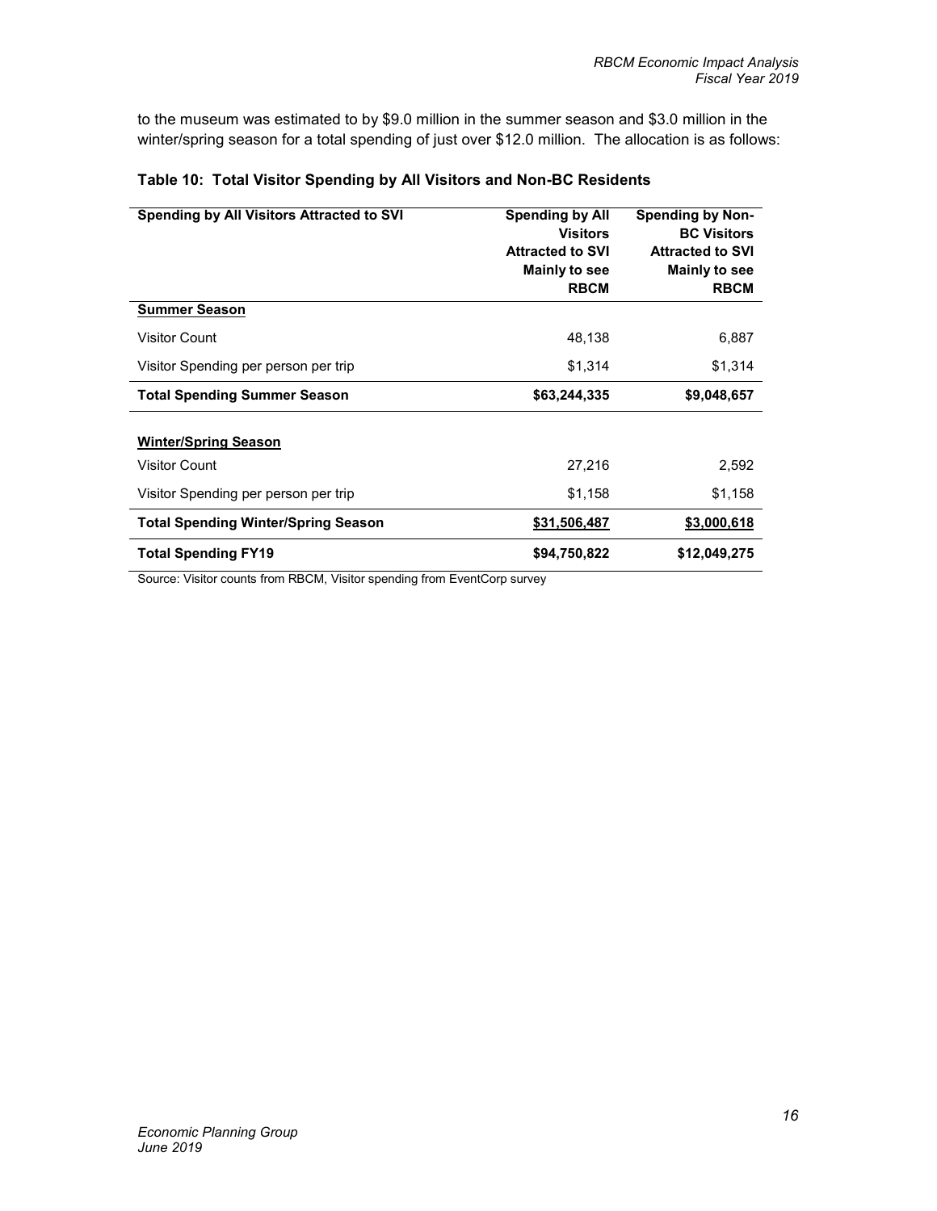to the museum was estimated to by $9.0 million in the summer season and $3.0 million in the winter/spring season for a total spending of just over $12.0 million. The allocation is as follows:

**Table 10: Total Visitor Spending by All Visitors and Non-BC Residents**

| Spending by All Visitors Attracted to SVI | Spending by All Visitors Attracted to SVI Mainly to see RBCM | Spending by Non-BC Visitors Attracted to SVI Mainly to see RBCM |
|---|---|---|
| **Summer Season** | | |
| Visitor Count | 48,138 | 6,887 |
| Visitor Spending per person per trip | $1,314 | $1,314 |
| **Total Spending Summer Season** | **$63,244,335** | **$9,048,657** |
| **Winter/Spring Season** | | |
| Visitor Count | 27,216 | 2,592 |
| Visitor Spending per person per trip | $1,158 | $1,158 |
| **Total Spending Winter/Spring Season** | **$31,506,487** | **$3,000,618** |
| **Total Spending FY19** | **$94,750,822** | **$12,049,275** |

Source: Visitor counts from RBCM, Visitor spending from EventCorp survey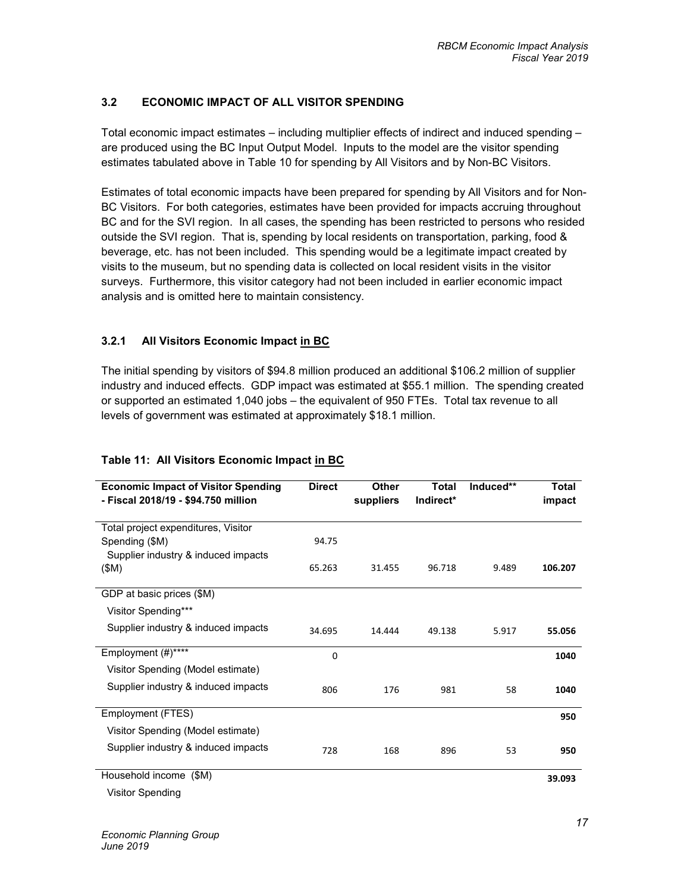### 3.2 ECONOMIC IMPACT OF ALL VISITOR SPENDING

Total economic impact estimates – including multiplier effects of indirect and induced spending – are produced using the BC Input Output Model. Inputs to the model are the visitor spending estimates tabulated above in Table 10 for spending by All Visitors and by Non-BC Visitors.

Estimates of total economic impacts have been prepared for spending by All Visitors and for Non-BC Visitors. For both categories, estimates have been provided for impacts accruing throughout BC and for the SVI region. In all cases, the spending has been restricted to persons who resided outside the SVI region. That is, spending by local residents on transportation, parking, food & beverage, etc. has not been included. This spending would be a legitimate impact created by visits to the museum, but no spending data is collected on local resident visits in the visitor surveys. Furthermore, this visitor category had not been included in earlier economic impact analysis and is omitted here to maintain consistency.

#### 3.2.1 All Visitors Economic Impact in BC

The initial spending by visitors of $94.8 million produced an additional $106.2 million of supplier industry and induced effects. GDP impact was estimated at $55.1 million. The spending created or supported an estimated 1,040 jobs – the equivalent of 950 FTEs. Total tax revenue to all levels of government was estimated at approximately $18.1 million.

**Table 11: All Visitors Economic Impact in BC**

| Economic Impact of Visitor Spending - Fiscal 2018/19 - $94.750 million | Direct | Other suppliers | Total Indirect* | Induced** | Total impact |
|---|---|---|---|---|---|
| Total project expenditures, Visitor Spending ($M) | 94.75 | | | | |
| Supplier industry & induced impacts ($M) | 65.263 | 31.455 | 96.718 | 9.489 | **106.207** |
| GDP at basic prices ($M) | | | | | |
| Visitor Spending*** | | | | | |
| Supplier industry & induced impacts | 34.695 | 14.444 | 49.138 | 5.917 | **55.056** |
| Employment (#)**** | 0 | | | | **1040** |
| Visitor Spending (Model estimate) | | | | | |
| Supplier industry & induced impacts | 806 | 176 | 981 | 58 | **1040** |
| Employment (FTES) | | | | | **950** |
| Visitor Spending (Model estimate) | | | | | |
| Supplier industry & induced impacts | 728 | 168 | 896 | 53 | **950** |
| Household income ($M) | | | | | **39.093** |
| Visitor Spending | | | | | |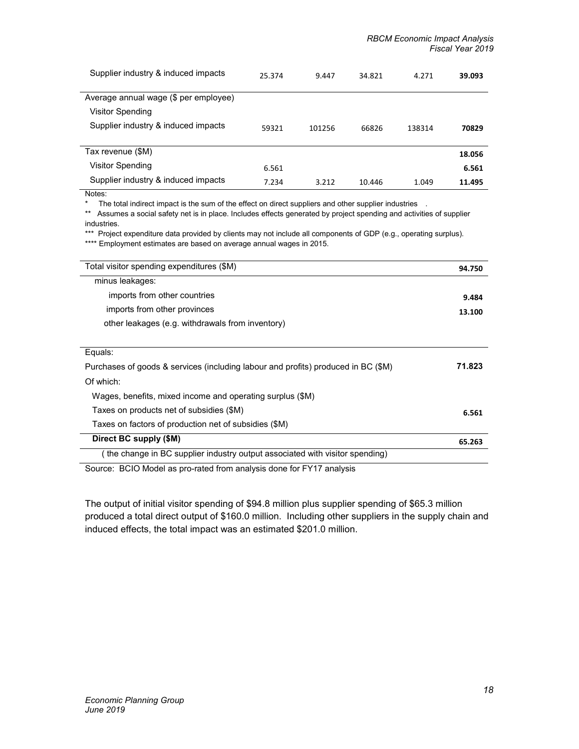| | | | | | |
|---|---|---|---|---|---|
| Supplier industry & induced impacts | 25.374 | 9.447 | 34.821 | 4.271 | **39.093** |
| Average annual wage ($ per employee) | | | | | |
| Visitor Spending | | | | | |
| Supplier industry & induced impacts | 59321 | 101256 | 66826 | 138314 | **70829** |
| Tax revenue ($M) | | | | | **18.056** |
| Visitor Spending | 6.561 | | | | **6.561** |
| Supplier industry & induced impacts | 7.234 | 3.212 | 10.446 | 1.049 | **11.495** |

Notes:

\* The total indirect impact is the sum of the effect on direct suppliers and other supplier industries .

\*\* Assumes a social safety net is in place. Includes effects generated by project spending and activities of supplier industries.

\*\*\* Project expenditure data provided by clients may not include all components of GDP (e.g., operating surplus).

\*\*\*\* Employment estimates are based on average annual wages in 2015.

| | |
|---|---|
| Total visitor spending expenditures ($M) | **94.750** |
| minus leakages: | |
| imports from other countries | **9.484** |
| imports from other provinces | **13.100** |
| other leakages (e.g. withdrawals from inventory) | |
| Equals: | |
| Purchases of goods & services (including labour and profits) produced in BC ($M) | **71.823** |
| Of which: | |
| Wages, benefits, mixed income and operating surplus ($M) | |
| Taxes on products net of subsidies ($M) | **6.561** |
| Taxes on factors of production net of subsidies ($M) | |
| **Direct BC supply ($M)** | **65.263** |
| ( the change in BC supplier industry output associated with visitor spending) | |

Source: BCIO Model as pro-rated from analysis done for FY17 analysis

The output of initial visitor spending of $94.8 million plus supplier spending of $65.3 million produced a total direct output of $160.0 million. Including other suppliers in the supply chain and induced effects, the total impact was an estimated $201.0 million.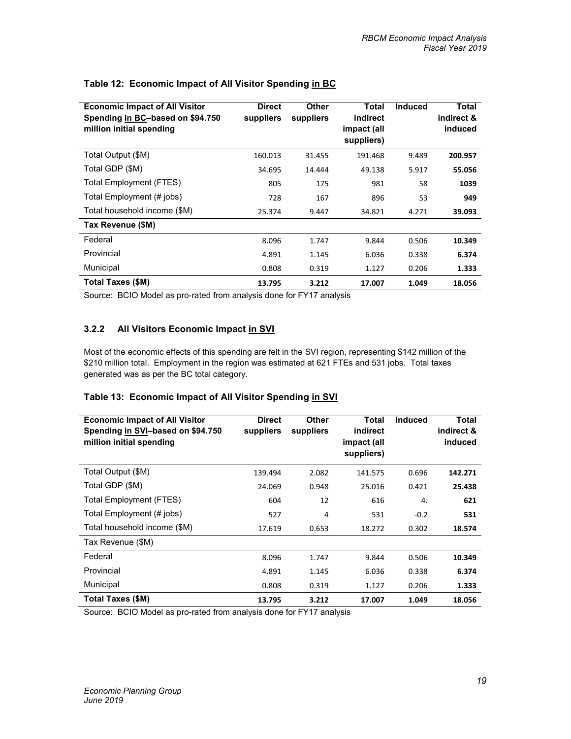### Table 12: Economic Impact of All Visitor Spending in BC

| Economic Impact of All Visitor Spending in BC–based on $94.750 million initial spending | Direct suppliers | Other suppliers | Total indirect impact (all suppliers) | Induced | Total indirect & induced |
|---|---|---|---|---|---|
| Total Output ($M) | 160.013 | 31.455 | 191.468 | 9.489 | **200.957** |
| Total GDP ($M) | 34.695 | 14.444 | 49.138 | 5.917 | **55.056** |
| Total Employment (FTES) | 805 | 175 | 981 | 58 | **1039** |
| Total Employment (# jobs) | 728 | 167 | 896 | 53 | **949** |
| Total household income ($M) | 25.374 | 9.447 | 34.821 | 4.271 | **39.093** |
| **Tax Revenue ($M)** | | | | | |
| Federal | 8.096 | 1.747 | 9.844 | 0.506 | **10.349** |
| Provincial | 4.891 | 1.145 | 6.036 | 0.338 | **6.374** |
| Municipal | 0.808 | 0.319 | 1.127 | 0.206 | **1.333** |
| **Total Taxes ($M)** | **13.795** | **3.212** | **17.007** | **1.049** | **18.056** |

Source: BCIO Model as pro-rated from analysis done for FY17 analysis

### 3.2.2 All Visitors Economic Impact in SVI

Most of the economic effects of this spending are felt in the SVI region, representing $142 million of the $210 million total. Employment in the region was estimated at 621 FTEs and 531 jobs. Total taxes generated was as per the BC total category.

### Table 13: Economic Impact of All Visitor Spending in SVI

| Economic Impact of All Visitor Spending in SVI–based on $94.750 million initial spending | Direct suppliers | Other suppliers | Total indirect impact (all suppliers) | Induced | Total indirect & induced |
|---|---|---|---|---|---|
| Total Output ($M) | 139.494 | 2.082 | 141.575 | 0.696 | **142.271** |
| Total GDP ($M) | 24.069 | 0.948 | 25.016 | 0.421 | **25.438** |
| Total Employment (FTES) | 604 | 12 | 616 | 4. | **621** |
| Total Employment (# jobs) | 527 | 4 | 531 | -0.2 | **531** |
| Total household income ($M) | 17.619 | 0.653 | 18.272 | 0.302 | **18.574** |
| Tax Revenue ($M) | | | | | |
| Federal | 8.096 | 1.747 | 9.844 | 0.506 | **10.349** |
| Provincial | 4.891 | 1.145 | 6.036 | 0.338 | **6.374** |
| Municipal | 0.808 | 0.319 | 1.127 | 0.206 | **1.333** |
| **Total Taxes ($M)** | **13.795** | **3.212** | **17.007** | **1.049** | **18.056** |

Source: BCIO Model as pro-rated from analysis done for FY17 analysis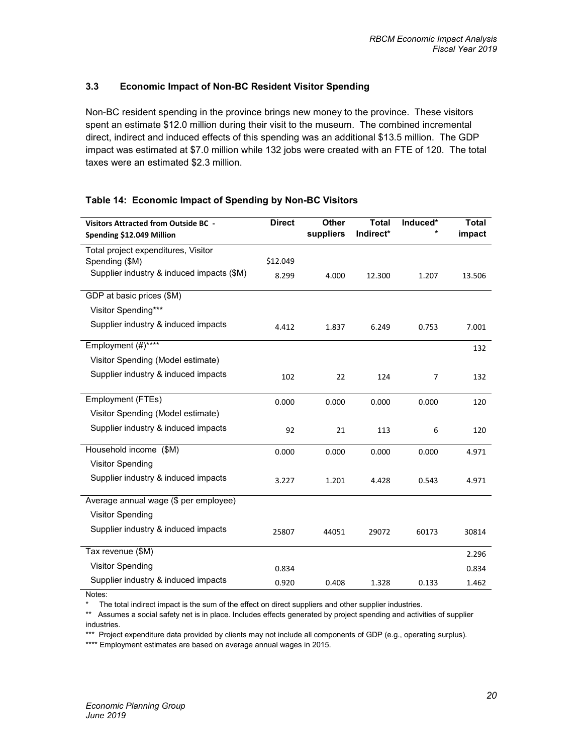### 3.3 Economic Impact of Non-BC Resident Visitor Spending

Non-BC resident spending in the province brings new money to the province. These visitors spent an estimate $12.0 million during their visit to the museum. The combined incremental direct, indirect and induced effects of this spending was an additional $13.5 million. The GDP impact was estimated at $7.0 million while 132 jobs were created with an FTE of 120. The total taxes were an estimated $2.3 million.

**Table 14: Economic Impact of Spending by Non-BC Visitors**

| Visitors Attracted from Outside BC - Spending $12.049 Million | Direct | Other suppliers | Total Indirect* | Induced** | Total impact |
|---|---|---|---|---|---|
| Total project expenditures, Visitor Spending ($M) | $12.049 | | | | |
| Supplier industry & induced impacts ($M) | 8.299 | 4.000 | 12.300 | 1.207 | 13.506 |
| GDP at basic prices ($M) | | | | | |
| Visitor Spending*** | | | | | |
| Supplier industry & induced impacts | 4.412 | 1.837 | 6.249 | 0.753 | 7.001 |
| Employment (#)**** | | | | | 132 |
| Visitor Spending (Model estimate) | | | | | |
| Supplier industry & induced impacts | 102 | 22 | 124 | 7 | 132 |
| Employment (FTEs) | 0.000 | 0.000 | 0.000 | 0.000 | 120 |
| Visitor Spending (Model estimate) | | | | | |
| Supplier industry & induced impacts | 92 | 21 | 113 | 6 | 120 |
| Household income ($M) | 0.000 | 0.000 | 0.000 | 0.000 | 4.971 |
| Visitor Spending | | | | | |
| Supplier industry & induced impacts | 3.227 | 1.201 | 4.428 | 0.543 | 4.971 |
| Average annual wage ($ per employee) | | | | | |
| Visitor Spending | | | | | |
| Supplier industry & induced impacts | 25807 | 44051 | 29072 | 60173 | 30814 |
| Tax revenue ($M) | | | | | 2.296 |
| Visitor Spending | 0.834 | | | | 0.834 |
| Supplier industry & induced impacts | 0.920 | 0.408 | 1.328 | 0.133 | 1.462 |

Notes:

\* The total indirect impact is the sum of the effect on direct suppliers and other supplier industries.

\*\* Assumes a social safety net is in place. Includes effects generated by project spending and activities of supplier industries.

\*\*\* Project expenditure data provided by clients may not include all components of GDP (e.g., operating surplus).

\*\*\*\* Employment estimates are based on average annual wages in 2015.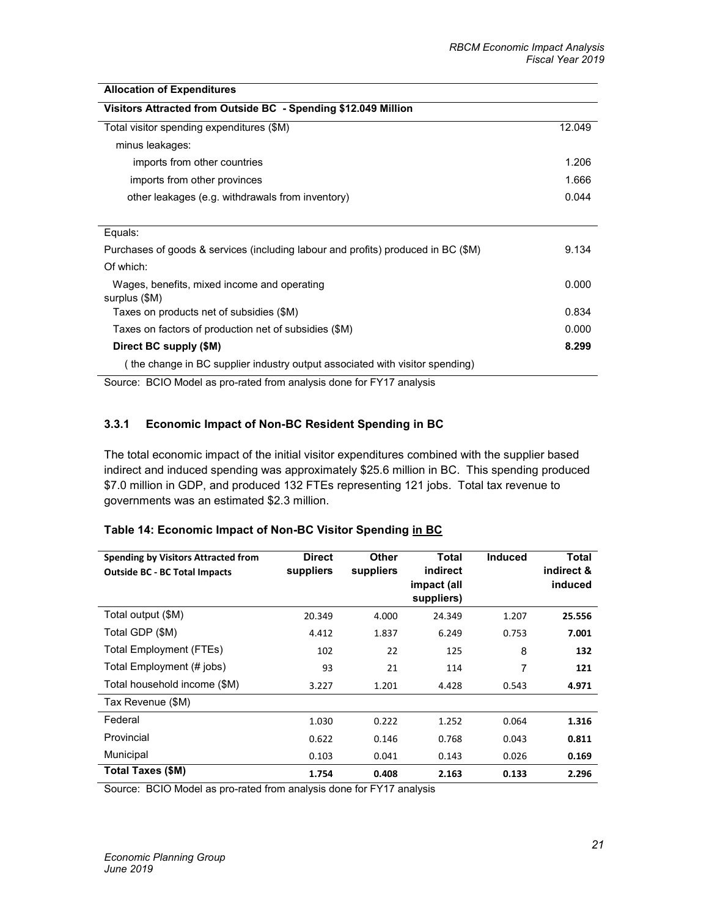| Allocation of Expenditures | |
|---|---|
| **Visitors Attracted from Outside BC - Spending $12.049 Million** | |
| Total visitor spending expenditures ($M) | 12.049 |
| minus leakages: | |
| imports from other countries | 1.206 |
| imports from other provinces | 1.666 |
| other leakages (e.g. withdrawals from inventory) | 0.044 |
| Equals: | |
| Purchases of goods & services (including labour and profits) produced in BC ($M) | 9.134 |
| Of which: | |
| Wages, benefits, mixed income and operating surplus ($M) | 0.000 |
| Taxes on products net of subsidies ($M) | 0.834 |
| Taxes on factors of production net of subsidies ($M) | 0.000 |
| **Direct BC supply ($M)** | **8.299** |
| ( the change in BC supplier industry output associated with visitor spending) | |

Source: BCIO Model as pro-rated from analysis done for FY17 analysis

### 3.3.1 Economic Impact of Non-BC Resident Spending in BC

The total economic impact of the initial visitor expenditures combined with the supplier based indirect and induced spending was approximately $25.6 million in BC. This spending produced $7.0 million in GDP, and produced 132 FTEs representing 121 jobs. Total tax revenue to governments was an estimated $2.3 million.

**Table 14: Economic Impact of Non-BC Visitor Spending in BC**

| Spending by Visitors Attracted from Outside BC - BC Total Impacts | Direct suppliers | Other suppliers | Total indirect impact (all suppliers) | Induced | Total indirect & induced |
|---|---|---|---|---|---|
| Total output ($M) | 20.349 | 4.000 | 24.349 | 1.207 | **25.556** |
| Total GDP ($M) | 4.412 | 1.837 | 6.249 | 0.753 | **7.001** |
| Total Employment (FTEs) | 102 | 22 | 125 | 8 | **132** |
| Total Employment (# jobs) | 93 | 21 | 114 | 7 | **121** |
| Total household income ($M) | 3.227 | 1.201 | 4.428 | 0.543 | **4.971** |
| Tax Revenue ($M) | | | | | |
| Federal | 1.030 | 0.222 | 1.252 | 0.064 | **1.316** |
| Provincial | 0.622 | 0.146 | 0.768 | 0.043 | **0.811** |
| Municipal | 0.103 | 0.041 | 0.143 | 0.026 | **0.169** |
| **Total Taxes ($M)** | **1.754** | **0.408** | **2.163** | **0.133** | **2.296** |

Source: BCIO Model as pro-rated from analysis done for FY17 analysis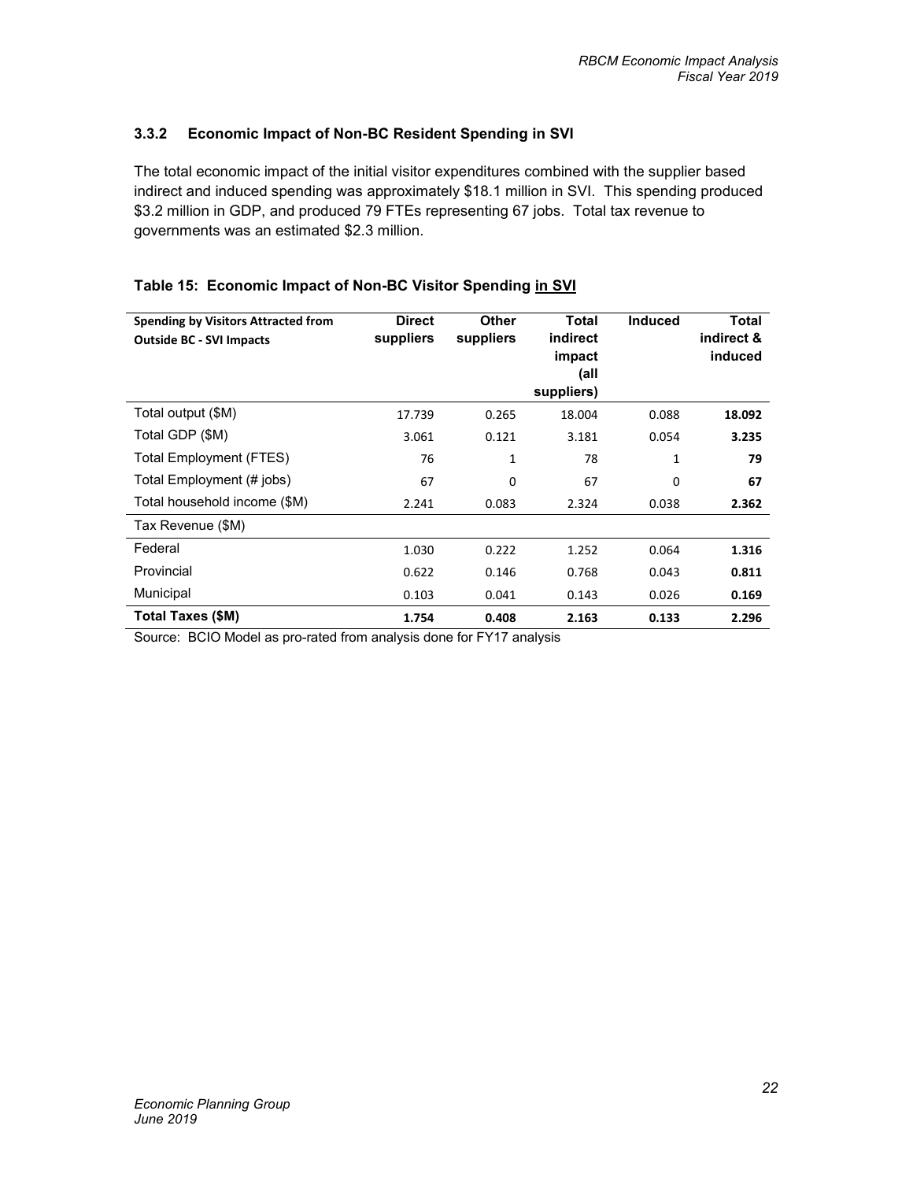### 3.3.2 Economic Impact of Non-BC Resident Spending in SVI

The total economic impact of the initial visitor expenditures combined with the supplier based indirect and induced spending was approximately $18.1 million in SVI. This spending produced $3.2 million in GDP, and produced 79 FTEs representing 67 jobs. Total tax revenue to governments was an estimated $2.3 million.

**Table 15: Economic Impact of Non-BC Visitor Spending in SVI**

| Spending by Visitors Attracted from Outside BC - SVI Impacts | Direct suppliers | Other suppliers | Total indirect impact (all suppliers) | Induced | Total indirect & induced |
|---|---|---|---|---|---|
| Total output ($M) | 17.739 | 0.265 | 18.004 | 0.088 | **18.092** |
| Total GDP ($M) | 3.061 | 0.121 | 3.181 | 0.054 | **3.235** |
| Total Employment (FTES) | 76 | 1 | 78 | 1 | **79** |
| Total Employment (# jobs) | 67 | 0 | 67 | 0 | **67** |
| Total household income ($M) | 2.241 | 0.083 | 2.324 | 0.038 | **2.362** |
| Tax Revenue ($M) | | | | | |
| Federal | 1.030 | 0.222 | 1.252 | 0.064 | **1.316** |
| Provincial | 0.622 | 0.146 | 0.768 | 0.043 | **0.811** |
| Municipal | 0.103 | 0.041 | 0.143 | 0.026 | **0.169** |
| **Total Taxes ($M)** | **1.754** | **0.408** | **2.163** | **0.133** | **2.296** |

Source: BCIO Model as pro-rated from analysis done for FY17 analysis